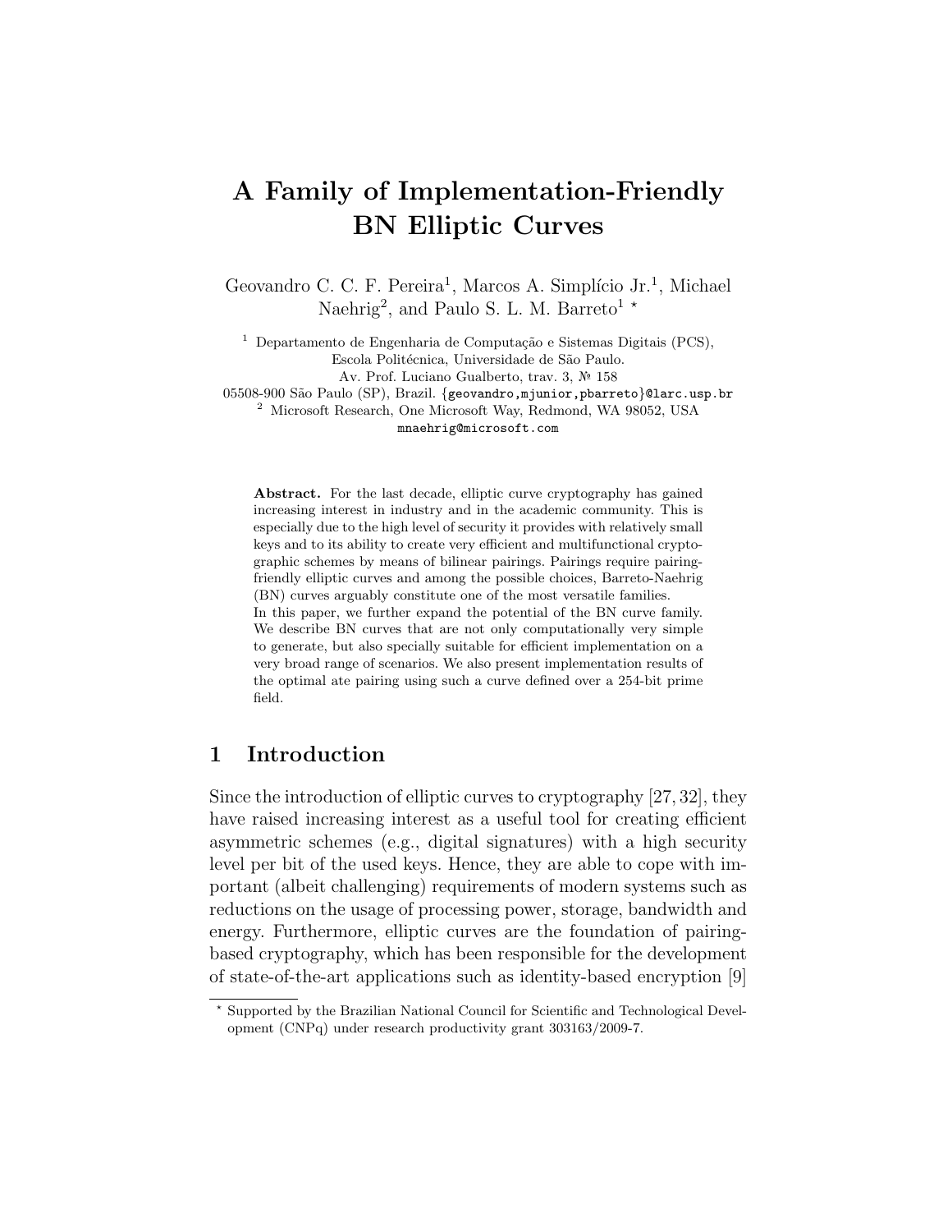# A Family of Implementation-Friendly BN Elliptic Curves

Geovandro C. C. F. Pereira[1], Marcos A. Simplício Jr.[1], Michael Naehrig[2], and Paulo S. L. M. Barreto[1] *

[1] Departamento de Engenharia de Computação e Sistemas Digitais (PCS), Escola Politécnica, Universidade de São Paulo.
Av. Prof. Luciano Gualberto, trav. 3, № 158
05508-900 São Paulo (SP), Brazil. {geovandro,mjunior,pbarreto}@larc.usp.br

[2] Microsoft Research, One Microsoft Way, Redmond, WA 98052, USA
mnaehrig@microsoft.com

**Abstract.** For the last decade, elliptic curve cryptography has gained increasing interest in industry and in the academic community. This is especially due to the high level of security it provides with relatively small keys and to its ability to create very efficient and multifunctional cryptographic schemes by means of bilinear pairings. Pairings require pairing-friendly elliptic curves and among the possible choices, Barreto-Naehrig (BN) curves arguably constitute one of the most versatile families.
In this paper, we further expand the potential of the BN curve family. We describe BN curves that are not only computationally very simple to generate, but also specially suitable for efficient implementation on a very broad range of scenarios. We also present implementation results of the optimal ate pairing using such a curve defined over a 254-bit prime field.

## 1 Introduction

Since the introduction of elliptic curves to cryptography [27, 32], they have raised increasing interest as a useful tool for creating efficient asymmetric schemes (e.g., digital signatures) with a high security level per bit of the used keys. Hence, they are able to cope with important (albeit challenging) requirements of modern systems such as reductions on the usage of processing power, storage, bandwidth and energy. Furthermore, elliptic curves are the foundation of pairing-based cryptography, which has been responsible for the development of state-of-the-art applications such as identity-based encryption [9]

* Supported by the Brazilian National Council for Scientific and Technological Development (CNPq) under research productivity grant 303163/2009-7.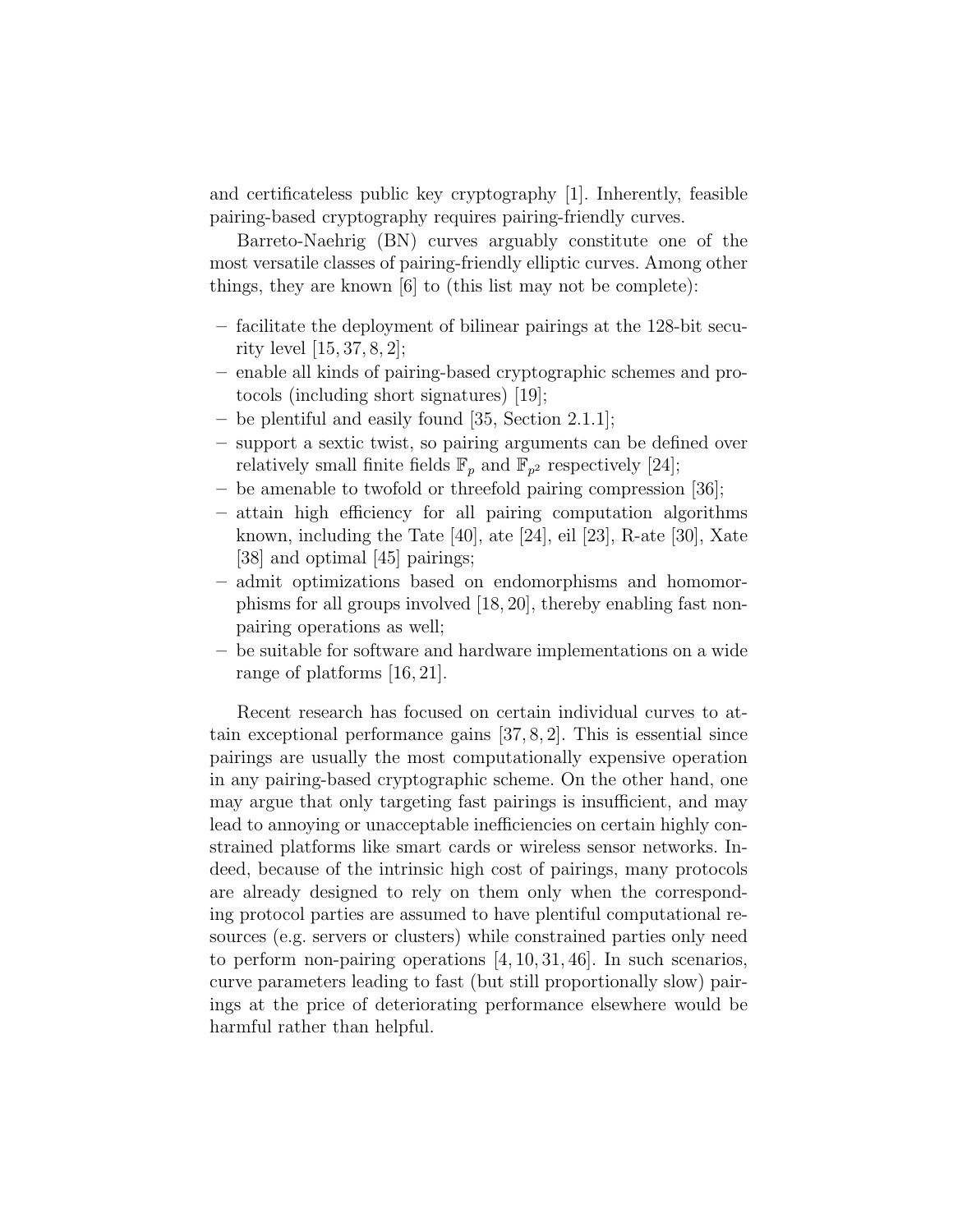and certificateless public key cryptography [1]. Inherently, feasible pairing-based cryptography requires pairing-friendly curves.

Barreto-Naehrig (BN) curves arguably constitute one of the most versatile classes of pairing-friendly elliptic curves. Among other things, they are known [6] to (this list may not be complete):

- facilitate the deployment of bilinear pairings at the 128-bit security level [15, 37, 8, 2];
- enable all kinds of pairing-based cryptographic schemes and protocols (including short signatures) [19];
- be plentiful and easily found [35, Section 2.1.1];
- support a sextic twist, so pairing arguments can be defined over relatively small finite fields $\mathbb{F}_p$ and $\mathbb{F}_{p^2}$ respectively [24];
- be amenable to twofold or threefold pairing compression [36];
- attain high efficiency for all pairing computation algorithms known, including the Tate [40], ate [24], eil [23], R-ate [30], Xate [38] and optimal [45] pairings;
- admit optimizations based on endomorphisms and homomorphisms for all groups involved [18, 20], thereby enabling fast non-pairing operations as well;
- be suitable for software and hardware implementations on a wide range of platforms [16, 21].

Recent research has focused on certain individual curves to attain exceptional performance gains [37, 8, 2]. This is essential since pairings are usually the most computationally expensive operation in any pairing-based cryptographic scheme. On the other hand, one may argue that only targeting fast pairings is insufficient, and may lead to annoying or unacceptable inefficiencies on certain highly constrained platforms like smart cards or wireless sensor networks. Indeed, because of the intrinsic high cost of pairings, many protocols are already designed to rely on them only when the corresponding protocol parties are assumed to have plentiful computational resources (e.g. servers or clusters) while constrained parties only need to perform non-pairing operations [4, 10, 31, 46]. In such scenarios, curve parameters leading to fast (but still proportionally slow) pairings at the price of deteriorating performance elsewhere would be harmful rather than helpful.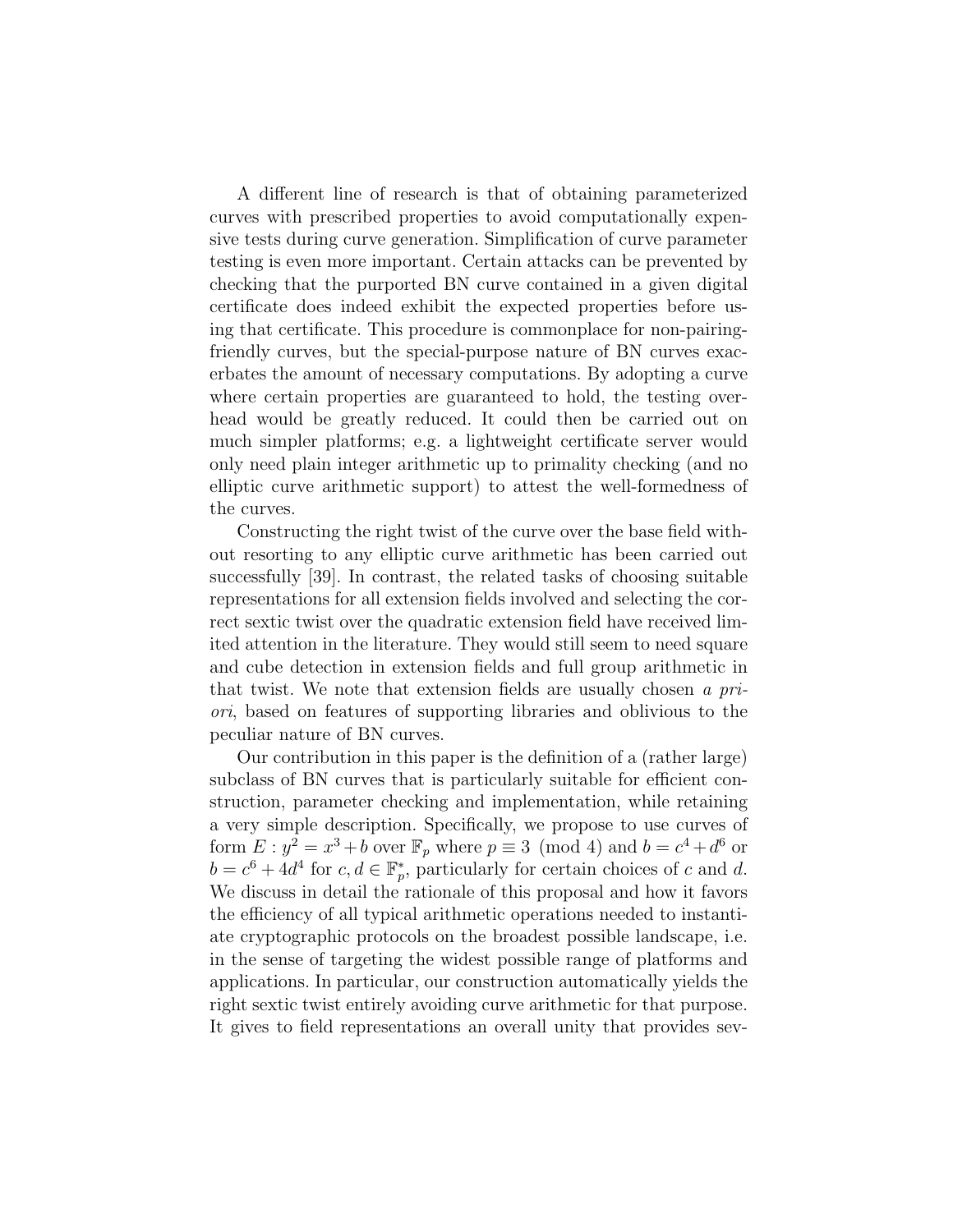A different line of research is that of obtaining parameterized curves with prescribed properties to avoid computationally expensive tests during curve generation. Simplification of curve parameter testing is even more important. Certain attacks can be prevented by checking that the purported BN curve contained in a given digital certificate does indeed exhibit the expected properties before using that certificate. This procedure is commonplace for non-pairing-friendly curves, but the special-purpose nature of BN curves exacerbates the amount of necessary computations. By adopting a curve where certain properties are guaranteed to hold, the testing overhead would be greatly reduced. It could then be carried out on much simpler platforms; e.g. a lightweight certificate server would only need plain integer arithmetic up to primality checking (and no elliptic curve arithmetic support) to attest the well-formedness of the curves.

Constructing the right twist of the curve over the base field without resorting to any elliptic curve arithmetic has been carried out successfully [39]. In contrast, the related tasks of choosing suitable representations for all extension fields involved and selecting the correct sextic twist over the quadratic extension field have received limited attention in the literature. They would still seem to need square and cube detection in extension fields and full group arithmetic in that twist. We note that extension fields are usually chosen *a priori*, based on features of supporting libraries and oblivious to the peculiar nature of BN curves.

Our contribution in this paper is the definition of a (rather large) subclass of BN curves that is particularly suitable for efficient construction, parameter checking and implementation, while retaining a very simple description. Specifically, we propose to use curves of form $E : y^2 = x^3 + b$ over $\mathbb{F}_p$ where $p \equiv 3 \pmod 4$ and $b = c^4 + d^6$ or $b = c^6 + 4d^4$ for $c, d \in \mathbb{F}_p^*$, particularly for certain choices of $c$ and $d$. We discuss in detail the rationale of this proposal and how it favors the efficiency of all typical arithmetic operations needed to instantiate cryptographic protocols on the broadest possible landscape, i.e. in the sense of targeting the widest possible range of platforms and applications. In particular, our construction automatically yields the right sextic twist entirely avoiding curve arithmetic for that purpose. It gives to field representations an overall unity that provides sev-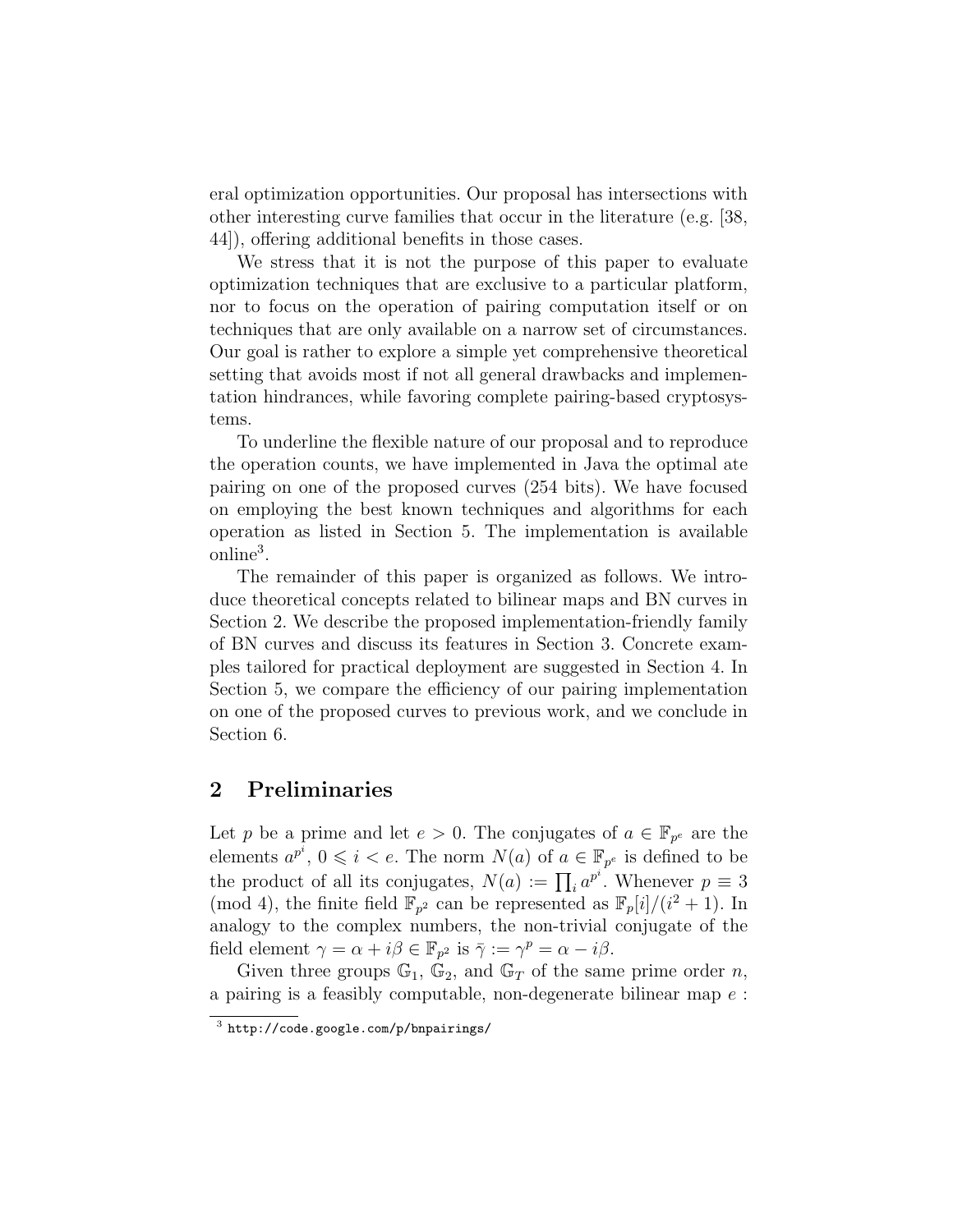eral optimization opportunities. Our proposal has intersections with other interesting curve families that occur in the literature (e.g. [38, 44]), offering additional benefits in those cases.

We stress that it is not the purpose of this paper to evaluate optimization techniques that are exclusive to a particular platform, nor to focus on the operation of pairing computation itself or on techniques that are only available on a narrow set of circumstances. Our goal is rather to explore a simple yet comprehensive theoretical setting that avoids most if not all general drawbacks and implementation hindrances, while favoring complete pairing-based cryptosystems.

To underline the flexible nature of our proposal and to reproduce the operation counts, we have implemented in Java the optimal ate pairing on one of the proposed curves (254 bits). We have focused on employing the best known techniques and algorithms for each operation as listed in Section 5. The implementation is available online[3].

The remainder of this paper is organized as follows. We introduce theoretical concepts related to bilinear maps and BN curves in Section 2. We describe the proposed implementation-friendly family of BN curves and discuss its features in Section 3. Concrete examples tailored for practical deployment are suggested in Section 4. In Section 5, we compare the efficiency of our pairing implementation on one of the proposed curves to previous work, and we conclude in Section 6.

## 2 Preliminaries

Let $p$ be a prime and let $e > 0$. The conjugates of $a \in \mathbb{F}_{p^e}$ are the elements $a^{p^i}$, $0 \leqslant i < e$. The norm $N(a)$ of $a \in \mathbb{F}_{p^e}$ is defined to be the product of all its conjugates, $N(a) := \prod_i a^{p^i}$. Whenever $p \equiv 3 \pmod 4$, the finite field $\mathbb{F}_{p^2}$ can be represented as $\mathbb{F}_p[i]/(i^2 + 1)$. In analogy to the complex numbers, the non-trivial conjugate of the field element $\gamma = \alpha + i\beta \in \mathbb{F}_{p^2}$ is $\bar{\gamma} := \gamma^p = \alpha - i\beta$.

Given three groups $\mathbb{G}_1$, $\mathbb{G}_2$, and $\mathbb{G}_T$ of the same prime order $n$, a pairing is a feasibly computable, non-degenerate bilinear map $e$ :

[3] http://code.google.com/p/bnpairings/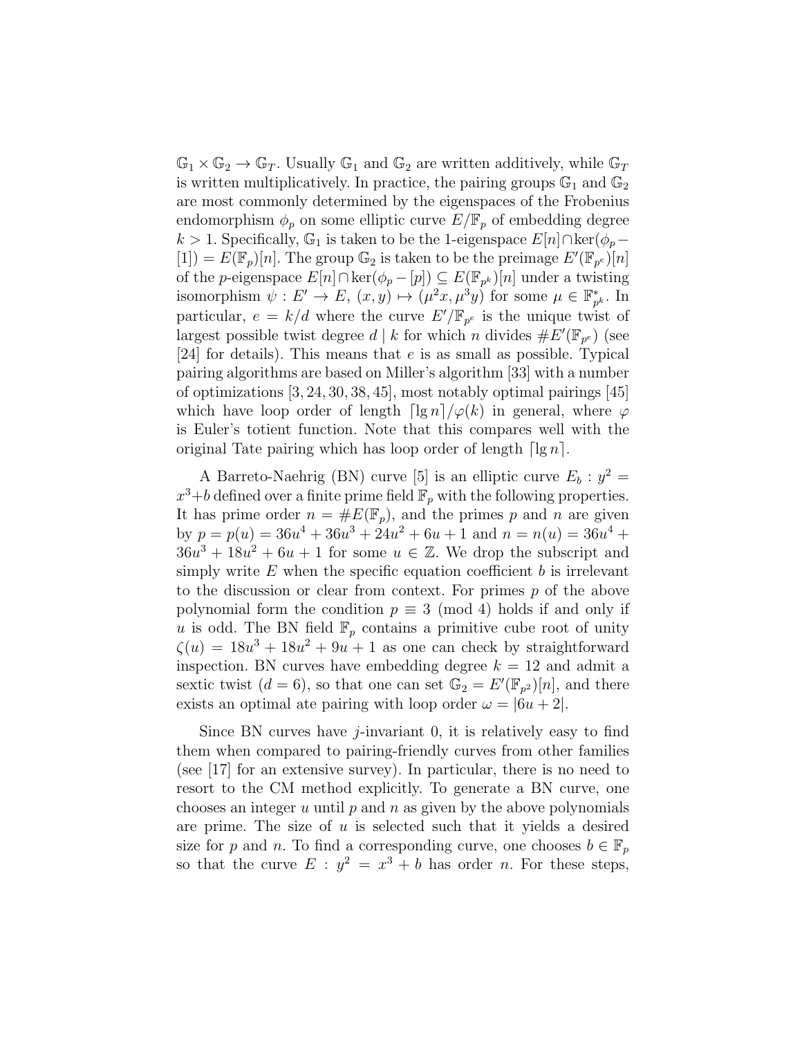$\mathbb{G}_1 \times \mathbb{G}_2 \to \mathbb{G}_T$. Usually $\mathbb{G}_1$ and $\mathbb{G}_2$ are written additively, while $\mathbb{G}_T$ is written multiplicatively. In practice, the pairing groups $\mathbb{G}_1$ and $\mathbb{G}_2$ are most commonly determined by the eigenspaces of the Frobenius endomorphism $\phi_p$ on some elliptic curve $E/\mathbb{F}_p$ of embedding degree $k > 1$. Specifically, $\mathbb{G}_1$ is taken to be the 1-eigenspace $E[n] \cap \ker(\phi_p - [1]) = E(\mathbb{F}_p)[n]$. The group $\mathbb{G}_2$ is taken to be the preimage $E'(\mathbb{F}_{p^e})[n]$ of the $p$-eigenspace $E[n] \cap \ker(\phi_p - [p]) \subseteq E(\mathbb{F}_{p^k})[n]$ under a twisting isomorphism $\psi : E' \to E$, $(x, y) \mapsto (\mu^2 x, \mu^3 y)$ for some $\mu \in \mathbb{F}_{p^k}^*$. In particular, $e = k/d$ where the curve $E'/\mathbb{F}_{p^e}$ is the unique twist of largest possible twist degree $d \mid k$ for which $n$ divides $\#E'(\mathbb{F}_{p^e})$ (see [24] for details). This means that $e$ is as small as possible. Typical pairing algorithms are based on Miller's algorithm [33] with a number of optimizations [3, 24, 30, 38, 45], most notably optimal pairings [45] which have loop order of length $\lceil \lg n \rceil / \varphi(k)$ in general, where $\varphi$ is Euler's totient function. Note that this compares well with the original Tate pairing which has loop order of length $\lceil \lg n \rceil$.

A Barreto-Naehrig (BN) curve [5] is an elliptic curve $E_b : y^2 = x^3 + b$ defined over a finite prime field $\mathbb{F}_p$ with the following properties. It has prime order $n = \#E(\mathbb{F}_p)$, and the primes $p$ and $n$ are given by $p = p(u) = 36u^4 + 36u^3 + 24u^2 + 6u + 1$ and $n = n(u) = 36u^4 + 36u^3 + 18u^2 + 6u + 1$ for some $u \in \mathbb{Z}$. We drop the subscript and simply write $E$ when the specific equation coefficient $b$ is irrelevant to the discussion or clear from context. For primes $p$ of the above polynomial form the condition $p \equiv 3 \pmod 4$ holds if and only if $u$ is odd. The BN field $\mathbb{F}_p$ contains a primitive cube root of unity $\zeta(u) = 18u^3 + 18u^2 + 9u + 1$ as one can check by straightforward inspection. BN curves have embedding degree $k = 12$ and admit a sextic twist ($d = 6$), so that one can set $\mathbb{G}_2 = E'(\mathbb{F}_{p^2})[n]$, and there exists an optimal ate pairing with loop order $\omega = |6u + 2|$.

Since BN curves have $j$-invariant 0, it is relatively easy to find them when compared to pairing-friendly curves from other families (see [17] for an extensive survey). In particular, there is no need to resort to the CM method explicitly. To generate a BN curve, one chooses an integer $u$ until $p$ and $n$ as given by the above polynomials are prime. The size of $u$ is selected such that it yields a desired size for $p$ and $n$. To find a corresponding curve, one chooses $b \in \mathbb{F}_p$ so that the curve $E : y^2 = x^3 + b$ has order $n$. For these steps,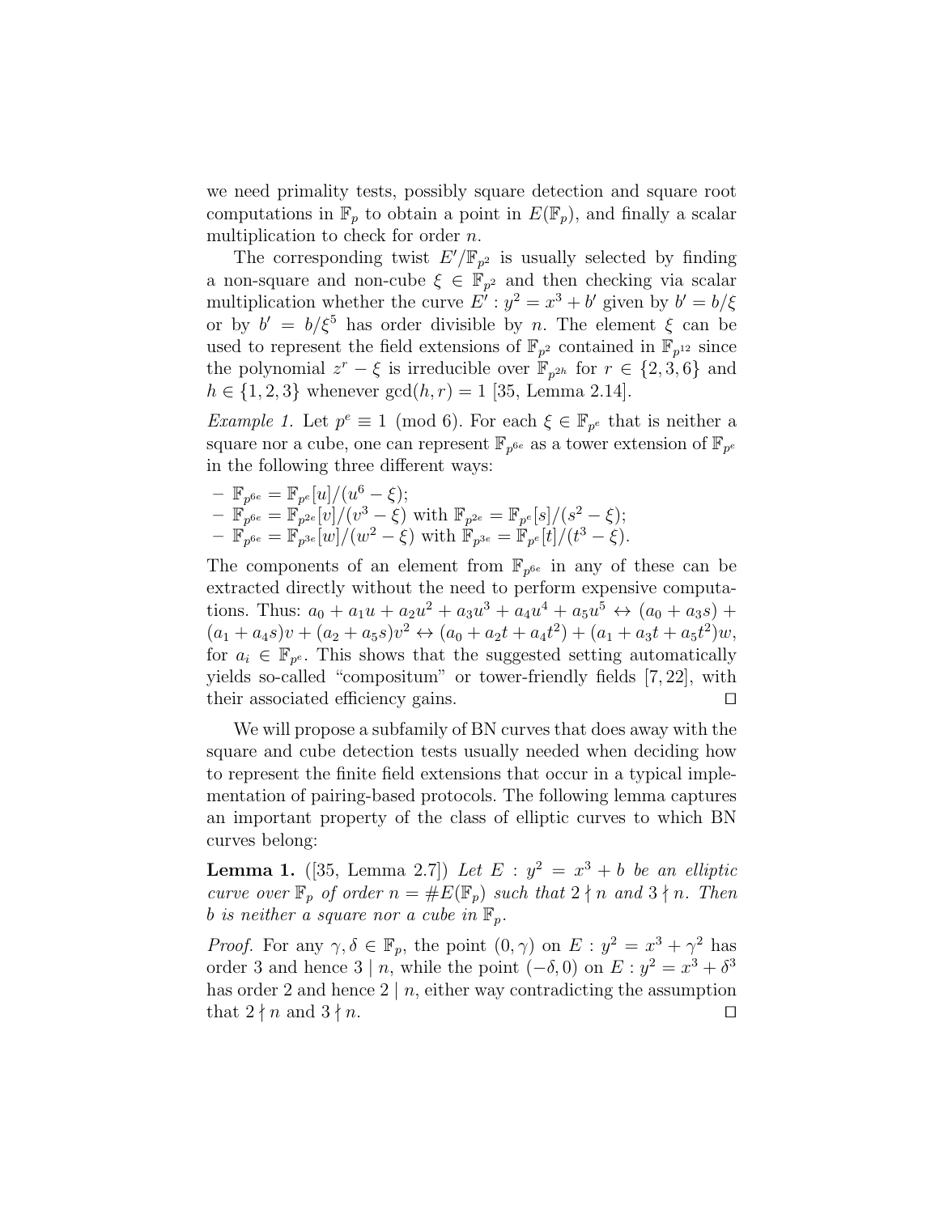we need primality tests, possibly square detection and square root computations in $\mathbb{F}_p$ to obtain a point in $E(\mathbb{F}_p)$, and finally a scalar multiplication to check for order $n$.

The corresponding twist $E'/\mathbb{F}_{p^2}$ is usually selected by finding a non-square and non-cube $\xi \in \mathbb{F}_{p^2}$ and then checking via scalar multiplication whether the curve $E' : y^2 = x^3 + b'$ given by $b' = b/\xi$ or by $b' = b/\xi^5$ has order divisible by $n$. The element $\xi$ can be used to represent the field extensions of $\mathbb{F}_{p^2}$ contained in $\mathbb{F}_{p^{12}}$ since the polynomial $z^r - \xi$ is irreducible over $\mathbb{F}_{p^{2h}}$ for $r \in \{2, 3, 6\}$ and $h \in \{1, 2, 3\}$ whenever $\gcd(h, r) = 1$ [35, Lemma 2.14].

*Example 1.* Let $p^e \equiv 1 \pmod 6$. For each $\xi \in \mathbb{F}_{p^e}$ that is neither a square nor a cube, one can represent $\mathbb{F}_{p^{6e}}$ as a tower extension of $\mathbb{F}_{p^e}$ in the following three different ways:

- $\mathbb{F}_{p^{6e}} = \mathbb{F}_{p^e}[u]/(u^6 - \xi)$;
- $\mathbb{F}_{p^{6e}} = \mathbb{F}_{p^{2e}}[v]/(v^3 - \xi)$ with $\mathbb{F}_{p^{2e}} = \mathbb{F}_{p^e}[s]/(s^2 - \xi)$;
- $\mathbb{F}_{p^{6e}} = \mathbb{F}_{p^{3e}}[w]/(w^2 - \xi)$ with $\mathbb{F}_{p^{3e}} = \mathbb{F}_{p^e}[t]/(t^3 - \xi)$.

The components of an element from $\mathbb{F}_{p^{6e}}$ in any of these can be extracted directly without the need to perform expensive computations. Thus: $a_0 + a_1 u + a_2 u^2 + a_3 u^3 + a_4 u^4 + a_5 u^5 \leftrightarrow (a_0 + a_3 s) + (a_1 + a_4 s)v + (a_2 + a_5 s)v^2 \leftrightarrow (a_0 + a_2 t + a_4 t^2) + (a_1 + a_3 t + a_5 t^2)w$, for $a_i \in \mathbb{F}_{p^e}$. This shows that the suggested setting automatically yields so-called "compositum" or tower-friendly fields [7, 22], with their associated efficiency gains. □

We will propose a subfamily of BN curves that does away with the square and cube detection tests usually needed when deciding how to represent the finite field extensions that occur in a typical implementation of pairing-based protocols. The following lemma captures an important property of the class of elliptic curves to which BN curves belong:

**Lemma 1.** ([35, Lemma 2.7]) *Let $E : y^2 = x^3 + b$ be an elliptic curve over $\mathbb{F}_p$ of order $n = \#E(\mathbb{F}_p)$ such that $2 \nmid n$ and $3 \nmid n$. Then $b$ is neither a square nor a cube in $\mathbb{F}_p$.*

*Proof.* For any $\gamma, \delta \in \mathbb{F}_p$, the point $(0, \gamma)$ on $E : y^2 = x^3 + \gamma^2$ has order 3 and hence $3 \mid n$, while the point $(-\delta, 0)$ on $E : y^2 = x^3 + \delta^3$ has order 2 and hence $2 \mid n$, either way contradicting the assumption that $2 \nmid n$ and $3 \nmid n$. □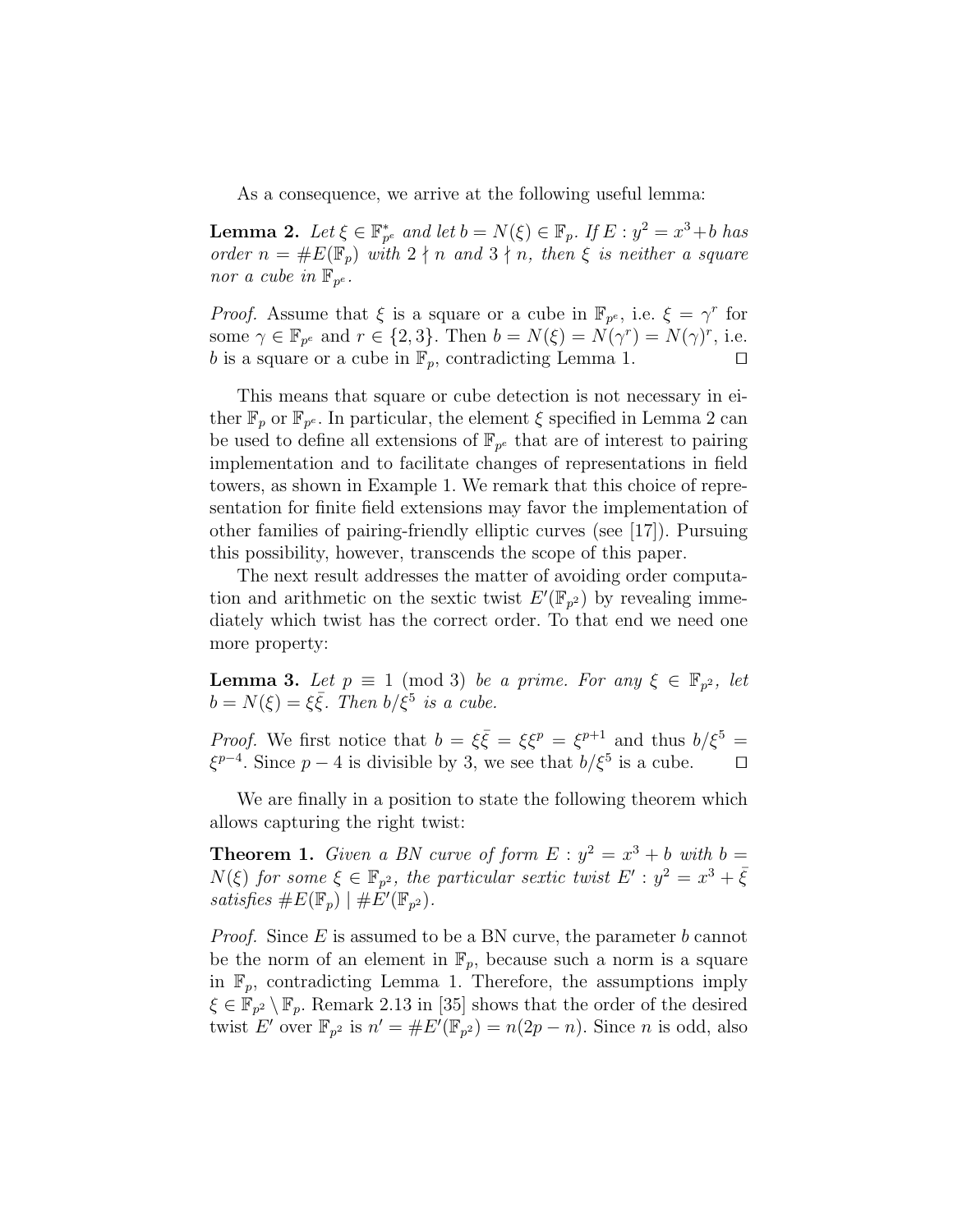As a consequence, we arrive at the following useful lemma:

**Lemma 2.** *Let $\xi \in \mathbb{F}_{p^e}^*$ and let $b = N(\xi) \in \mathbb{F}_p$. If $E : y^2 = x^3 + b$ has order $n = \#E(\mathbb{F}_p)$ with $2 \nmid n$ and $3 \nmid n$, then $\xi$ is neither a square nor a cube in $\mathbb{F}_{p^e}$.*

*Proof.* Assume that $\xi$ is a square or a cube in $\mathbb{F}_{p^e}$, i.e. $\xi = \gamma^r$ for some $\gamma \in \mathbb{F}_{p^e}$ and $r \in \{2, 3\}$. Then $b = N(\xi) = N(\gamma^r) = N(\gamma)^r$, i.e. $b$ is a square or a cube in $\mathbb{F}_p$, contradicting Lemma 1. $\square$

This means that square or cube detection is not necessary in either $\mathbb{F}_p$ or $\mathbb{F}_{p^e}$. In particular, the element $\xi$ specified in Lemma 2 can be used to define all extensions of $\mathbb{F}_{p^e}$ that are of interest to pairing implementation and to facilitate changes of representations in field towers, as shown in Example 1. We remark that this choice of representation for finite field extensions may favor the implementation of other families of pairing-friendly elliptic curves (see [17]). Pursuing this possibility, however, transcends the scope of this paper.

The next result addresses the matter of avoiding order computation and arithmetic on the sextic twist $E'(\mathbb{F}_{p^2})$ by revealing immediately which twist has the correct order. To that end we need one more property:

**Lemma 3.** *Let $p \equiv 1 \pmod 3$ be a prime. For any $\xi \in \mathbb{F}_{p^2}$, let $b = N(\xi) = \xi\bar{\xi}$. Then $b/\xi^5$ is a cube.*

*Proof.* We first notice that $b = \xi\bar{\xi} = \xi\xi^p = \xi^{p+1}$ and thus $b/\xi^5 = \xi^{p-4}$. Since $p - 4$ is divisible by 3, we see that $b/\xi^5$ is a cube. $\square$

We are finally in a position to state the following theorem which allows capturing the right twist:

**Theorem 1.** *Given a BN curve of form $E : y^2 = x^3 + b$ with $b = N(\xi)$ for some $\xi \in \mathbb{F}_{p^2}$, the particular sextic twist $E' : y^2 = x^3 + \bar{\xi}$ satisfies $\#E(\mathbb{F}_p) \mid \#E'(\mathbb{F}_{p^2})$.*

*Proof.* Since $E$ is assumed to be a BN curve, the parameter $b$ cannot be the norm of an element in $\mathbb{F}_p$, because such a norm is a square in $\mathbb{F}_p$, contradicting Lemma 1. Therefore, the assumptions imply $\xi \in \mathbb{F}_{p^2} \setminus \mathbb{F}_p$. Remark 2.13 in [35] shows that the order of the desired twist $E'$ over $\mathbb{F}_{p^2}$ is $n' = \#E'(\mathbb{F}_{p^2}) = n(2p - n)$. Since $n$ is odd, also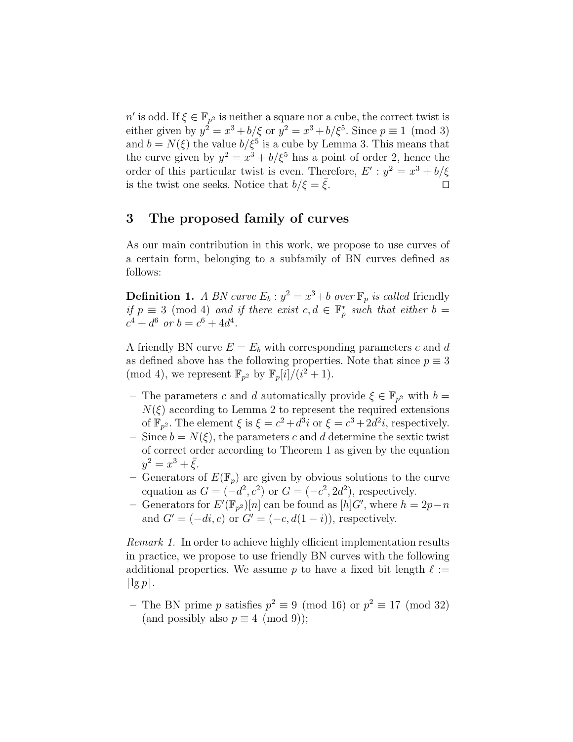$n'$ is odd. If $\xi \in \mathbb{F}_{p^2}$ is neither a square nor a cube, the correct twist is either given by $y^2 = x^3 + b/\xi$ or $y^2 = x^3 + b/\xi^5$. Since $p \equiv 1 \pmod 3$ and $b = N(\xi)$ the value $b/\xi^5$ is a cube by Lemma 3. This means that the curve given by $y^2 = x^3 + b/\xi^5$ has a point of order 2, hence the order of this particular twist is even. Therefore, $E' : y^2 = x^3 + b/\xi$ is the twist one seeks. Notice that $b/\xi = \bar{\xi}$. ◻

## 3 The proposed family of curves

As our main contribution in this work, we propose to use curves of a certain form, belonging to a subfamily of BN curves defined as follows:

**Definition 1.** *A BN curve $E_b : y^2 = x^3 + b$ over $\mathbb{F}_p$ is called* friendly *if $p \equiv 3 \pmod 4$ and if there exist $c, d \in \mathbb{F}_p^*$ such that either $b = c^4 + d^6$ or $b = c^6 + 4d^4$.*

A friendly BN curve $E = E_b$ with corresponding parameters $c$ and $d$ as defined above has the following properties. Note that since $p \equiv 3 \pmod 4$, we represent $\mathbb{F}_{p^2}$ by $\mathbb{F}_p[i]/(i^2 + 1)$.

- The parameters $c$ and $d$ automatically provide $\xi \in \mathbb{F}_{p^2}$ with $b = N(\xi)$ according to Lemma 2 to represent the required extensions of $\mathbb{F}_{p^2}$. The element $\xi$ is $\xi = c^2 + d^3 i$ or $\xi = c^3 + 2d^2 i$, respectively.
- Since $b = N(\xi)$, the parameters $c$ and $d$ determine the sextic twist of correct order according to Theorem 1 as given by the equation $y^2 = x^3 + \bar{\xi}$.
- Generators of $E(\mathbb{F}_p)$ are given by obvious solutions to the curve equation as $G = (-d^2, c^2)$ or $G = (-c^2, 2d^2)$, respectively.
- Generators for $E'(\mathbb{F}_{p^2})[n]$ can be found as $[h]G'$, where $h = 2p - n$ and $G' = (-di, c)$ or $G' = (-c, d(1 - i))$, respectively.

*Remark 1.* In order to achieve highly efficient implementation results in practice, we propose to use friendly BN curves with the following additional properties. We assume $p$ to have a fixed bit length $\ell := \lceil \lg p \rceil$.

- The BN prime $p$ satisfies $p^2 \equiv 9 \pmod{16}$ or $p^2 \equiv 17 \pmod{32}$ (and possibly also $p \equiv 4 \pmod 9$);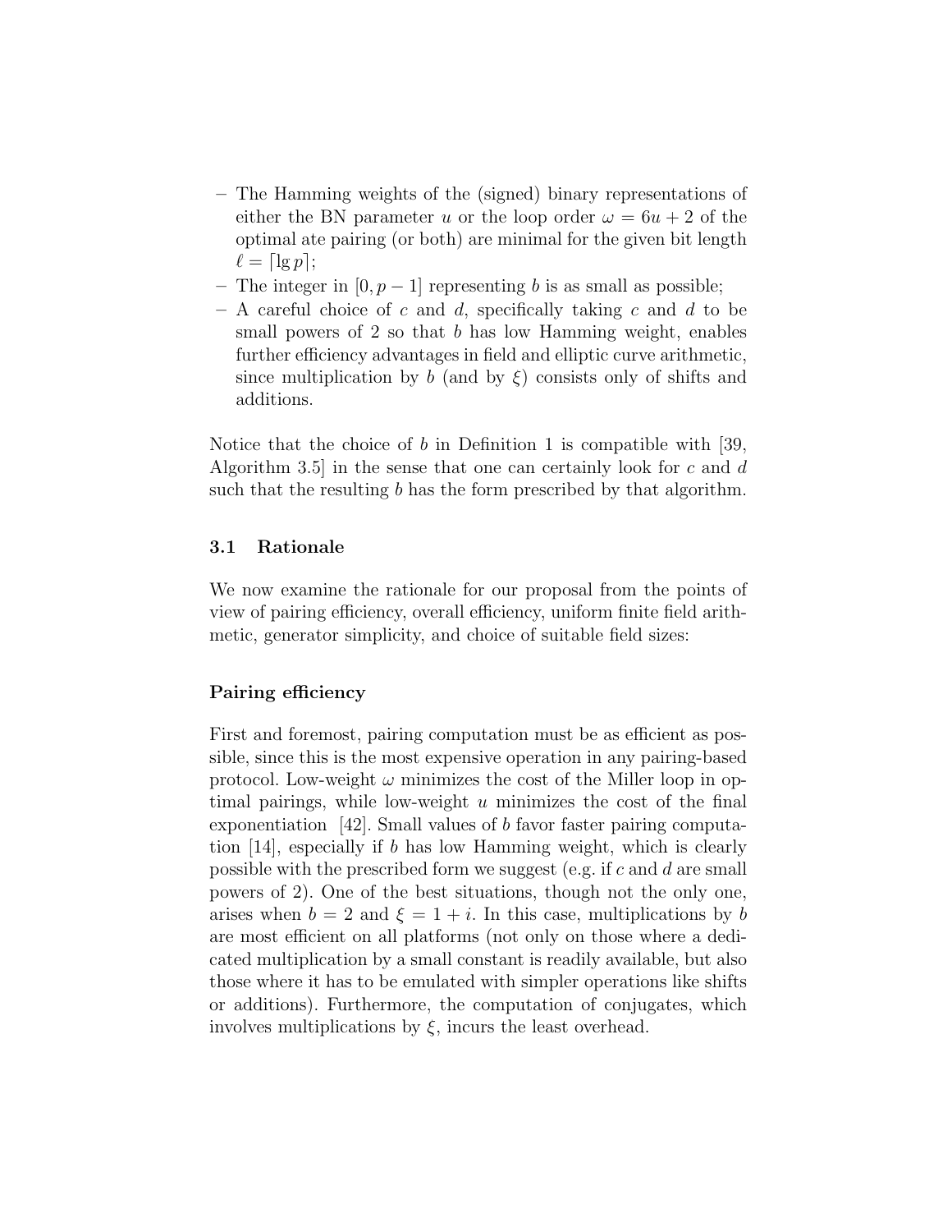- The Hamming weights of the (signed) binary representations of either the BN parameter $u$ or the loop order $\omega = 6u + 2$ of the optimal ate pairing (or both) are minimal for the given bit length $\ell = \lceil \lg p \rceil$;
- The integer in $[0, p-1]$ representing $b$ is as small as possible;
- A careful choice of $c$ and $d$, specifically taking $c$ and $d$ to be small powers of 2 so that $b$ has low Hamming weight, enables further efficiency advantages in field and elliptic curve arithmetic, since multiplication by $b$ (and by $\xi$) consists only of shifts and additions.

Notice that the choice of $b$ in Definition 1 is compatible with [39, Algorithm 3.5] in the sense that one can certainly look for $c$ and $d$ such that the resulting $b$ has the form prescribed by that algorithm.

### 3.1 Rationale

We now examine the rationale for our proposal from the points of view of pairing efficiency, overall efficiency, uniform finite field arithmetic, generator simplicity, and choice of suitable field sizes:

#### Pairing efficiency

First and foremost, pairing computation must be as efficient as possible, since this is the most expensive operation in any pairing-based protocol. Low-weight $\omega$ minimizes the cost of the Miller loop in optimal pairings, while low-weight $u$ minimizes the cost of the final exponentiation [42]. Small values of $b$ favor faster pairing computation [14], especially if $b$ has low Hamming weight, which is clearly possible with the prescribed form we suggest (e.g. if $c$ and $d$ are small powers of 2). One of the best situations, though not the only one, arises when $b = 2$ and $\xi = 1 + i$. In this case, multiplications by $b$ are most efficient on all platforms (not only on those where a dedicated multiplication by a small constant is readily available, but also those where it has to be emulated with simpler operations like shifts or additions). Furthermore, the computation of conjugates, which involves multiplications by $\xi$, incurs the least overhead.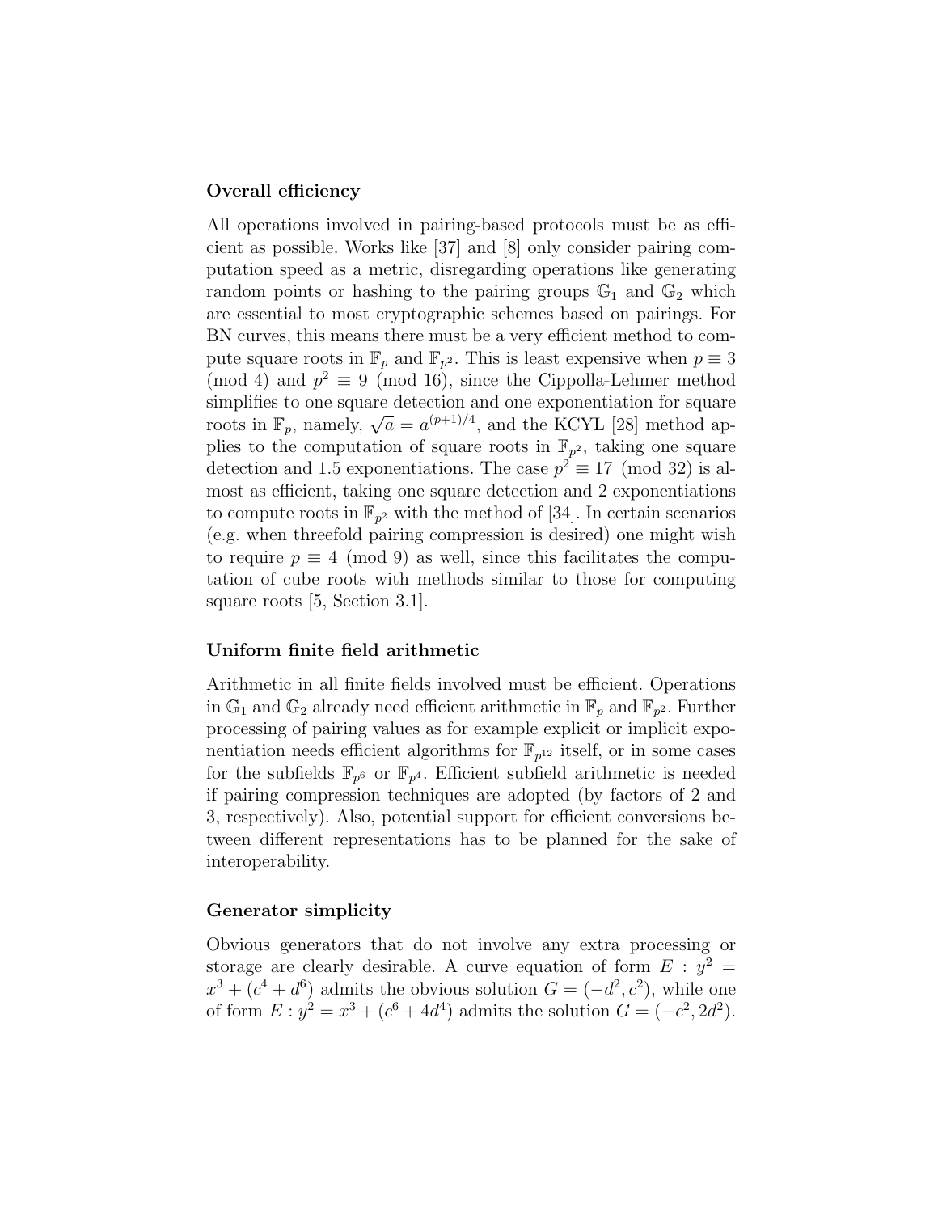### Overall efficiency

All operations involved in pairing-based protocols must be as efficient as possible. Works like [37] and [8] only consider pairing computation speed as a metric, disregarding operations like generating random points or hashing to the pairing groups $\mathbb{G}_1$ and $\mathbb{G}_2$ which are essential to most cryptographic schemes based on pairings. For BN curves, this means there must be a very efficient method to compute square roots in $\mathbb{F}_p$ and $\mathbb{F}_{p^2}$. This is least expensive when $p \equiv 3 \pmod 4$ and $p^2 \equiv 9 \pmod{16}$, since the Cippolla-Lehmer method simplifies to one square detection and one exponentiation for square roots in $\mathbb{F}_p$, namely, $\sqrt{a} = a^{(p+1)/4}$, and the KCYL [28] method applies to the computation of square roots in $\mathbb{F}_{p^2}$, taking one square detection and 1.5 exponentiations. The case $p^2 \equiv 17 \pmod{32}$ is almost as efficient, taking one square detection and 2 exponentiations to compute roots in $\mathbb{F}_{p^2}$ with the method of [34]. In certain scenarios (e.g. when threefold pairing compression is desired) one might wish to require $p \equiv 4 \pmod 9$ as well, since this facilitates the computation of cube roots with methods similar to those for computing square roots [5, Section 3.1].

### Uniform finite field arithmetic

Arithmetic in all finite fields involved must be efficient. Operations in $\mathbb{G}_1$ and $\mathbb{G}_2$ already need efficient arithmetic in $\mathbb{F}_p$ and $\mathbb{F}_{p^2}$. Further processing of pairing values as for example explicit or implicit exponentiation needs efficient algorithms for $\mathbb{F}_{p^{12}}$ itself, or in some cases for the subfields $\mathbb{F}_{p^6}$ or $\mathbb{F}_{p^4}$. Efficient subfield arithmetic is needed if pairing compression techniques are adopted (by factors of 2 and 3, respectively). Also, potential support for efficient conversions between different representations has to be planned for the sake of interoperability.

### Generator simplicity

Obvious generators that do not involve any extra processing or storage are clearly desirable. A curve equation of form $E : y^2 = x^3 + (c^4 + d^6)$ admits the obvious solution $G = (-d^2, c^2)$, while one of form $E : y^2 = x^3 + (c^6 + 4d^4)$ admits the solution $G = (-c^2, 2d^2)$.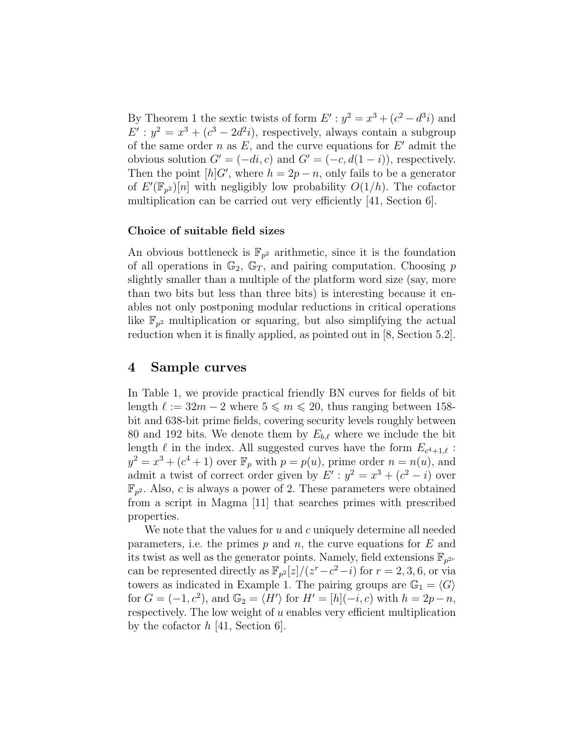By Theorem 1 the sextic twists of form $E' : y^2 = x^3 + (c^2 - d^3 i)$ and $E' : y^2 = x^3 + (c^3 - 2d^2 i)$, respectively, always contain a subgroup of the same order $n$ as $E$, and the curve equations for $E'$ admit the obvious solution $G' = (-di, c)$ and $G' = (-c, d(1-i))$, respectively. Then the point $[h]G'$, where $h = 2p - n$, only fails to be a generator of $E'(\mathbb{F}_{p^2})[n]$ with negligibly low probability $O(1/h)$. The cofactor multiplication can be carried out very efficiently [41, Section 6].

#### Choice of suitable field sizes

An obvious bottleneck is $\mathbb{F}_{p^2}$ arithmetic, since it is the foundation of all operations in $\mathbb{G}_2$, $\mathbb{G}_T$, and pairing computation. Choosing $p$ slightly smaller than a multiple of the platform word size (say, more than two bits but less than three bits) is interesting because it enables not only postponing modular reductions in critical operations like $\mathbb{F}_{p^2}$ multiplication or squaring, but also simplifying the actual reduction when it is finally applied, as pointed out in [8, Section 5.2].

## 4 Sample curves

In Table 1, we provide practical friendly BN curves for fields of bit length $\ell := 32m - 2$ where $5 \leqslant m \leqslant 20$, thus ranging between 158-bit and 638-bit prime fields, covering security levels roughly between 80 and 192 bits. We denote them by $E_{b,\ell}$ where we include the bit length $\ell$ in the index. All suggested curves have the form $E_{c^4+1,\ell} : y^2 = x^3 + (c^4 + 1)$ over $\mathbb{F}_p$ with $p = p(u)$, prime order $n = n(u)$, and admit a twist of correct order given by $E' : y^2 = x^3 + (c^2 - i)$ over $\mathbb{F}_{p^2}$. Also, $c$ is always a power of 2. These parameters were obtained from a script in Magma [11] that searches primes with prescribed properties.

We note that the values for $u$ and $c$ uniquely determine all needed parameters, i.e. the primes $p$ and $n$, the curve equations for $E$ and its twist as well as the generator points. Namely, field extensions $\mathbb{F}_{p^{2r}}$ can be represented directly as $\mathbb{F}_{p^2}[z]/(z^r - c^2 - i)$ for $r = 2, 3, 6$, or via towers as indicated in Example 1. The pairing groups are $\mathbb{G}_1 = \langle G \rangle$ for $G = (-1, c^2)$, and $\mathbb{G}_2 = \langle H' \rangle$ for $H' = [h](-i, c)$ with $h = 2p - n$, respectively. The low weight of $u$ enables very efficient multiplication by the cofactor $h$ [41, Section 6].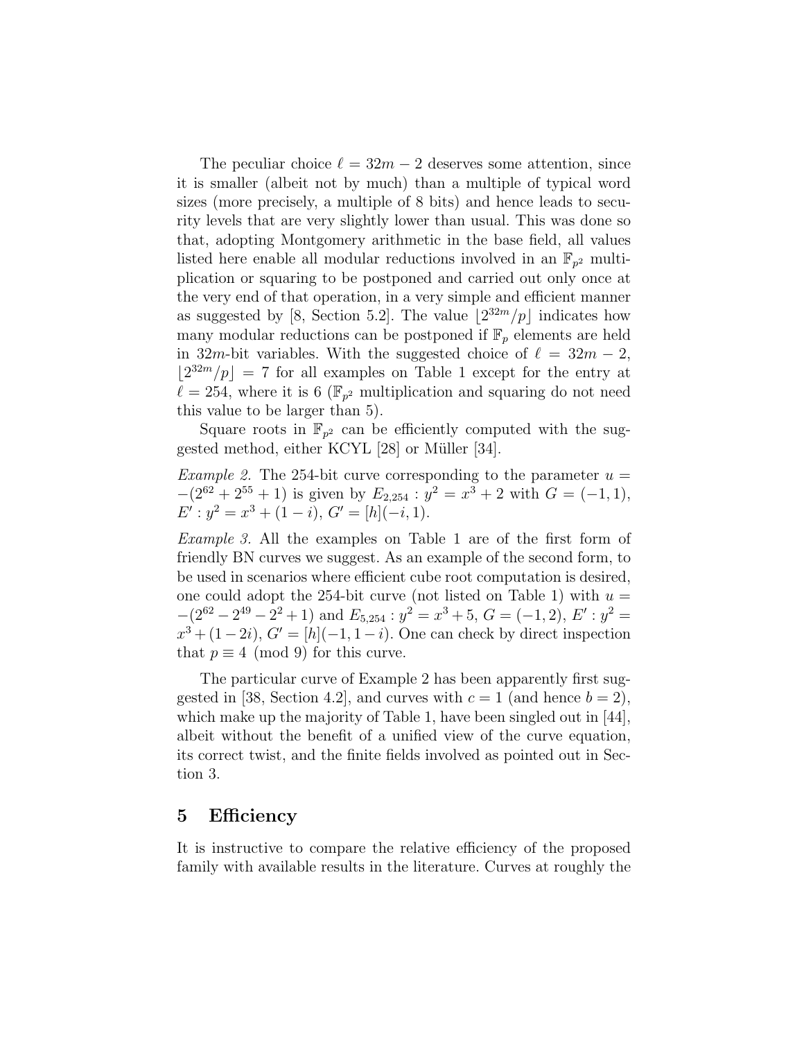The peculiar choice $\ell = 32m - 2$ deserves some attention, since it is smaller (albeit not by much) than a multiple of typical word sizes (more precisely, a multiple of 8 bits) and hence leads to security levels that are very slightly lower than usual. This was done so that, adopting Montgomery arithmetic in the base field, all values listed here enable all modular reductions involved in an $\mathbb{F}_{p^2}$ multiplication or squaring to be postponed and carried out only once at the very end of that operation, in a very simple and efficient manner as suggested by [8, Section 5.2]. The value $\lfloor 2^{32m}/p \rfloor$ indicates how many modular reductions can be postponed if $\mathbb{F}_p$ elements are held in $32m$-bit variables. With the suggested choice of $\ell = 32m - 2$, $\lfloor 2^{32m}/p \rfloor = 7$ for all examples on Table 1 except for the entry at $\ell = 254$, where it is 6 ($\mathbb{F}_{p^2}$ multiplication and squaring do not need this value to be larger than 5).

Square roots in $\mathbb{F}_{p^2}$ can be efficiently computed with the suggested method, either KCYL [28] or Müller [34].

*Example 2.* The 254-bit curve corresponding to the parameter $u = -(2^{62} + 2^{55} + 1)$ is given by $E_{2,254} : y^2 = x^3 + 2$ with $G = (-1, 1)$, $E' : y^2 = x^3 + (1 - i)$, $G' = [h](-i, 1)$.

*Example 3.* All the examples on Table 1 are of the first form of friendly BN curves we suggest. As an example of the second form, to be used in scenarios where efficient cube root computation is desired, one could adopt the 254-bit curve (not listed on Table 1) with $u = -(2^{62} - 2^{49} - 2^2 + 1)$ and $E_{5,254} : y^2 = x^3 + 5$, $G = (-1, 2)$, $E' : y^2 = x^3 + (1 - 2i)$, $G' = [h](-1, 1 - i)$. One can check by direct inspection that $p \equiv 4 \pmod 9$ for this curve.

The particular curve of Example 2 has been apparently first suggested in [38, Section 4.2], and curves with $c = 1$ (and hence $b = 2$), which make up the majority of Table 1, have been singled out in [44], albeit without the benefit of a unified view of the curve equation, its correct twist, and the finite fields involved as pointed out in Section 3.

## 5 Efficiency

It is instructive to compare the relative efficiency of the proposed family with available results in the literature. Curves at roughly the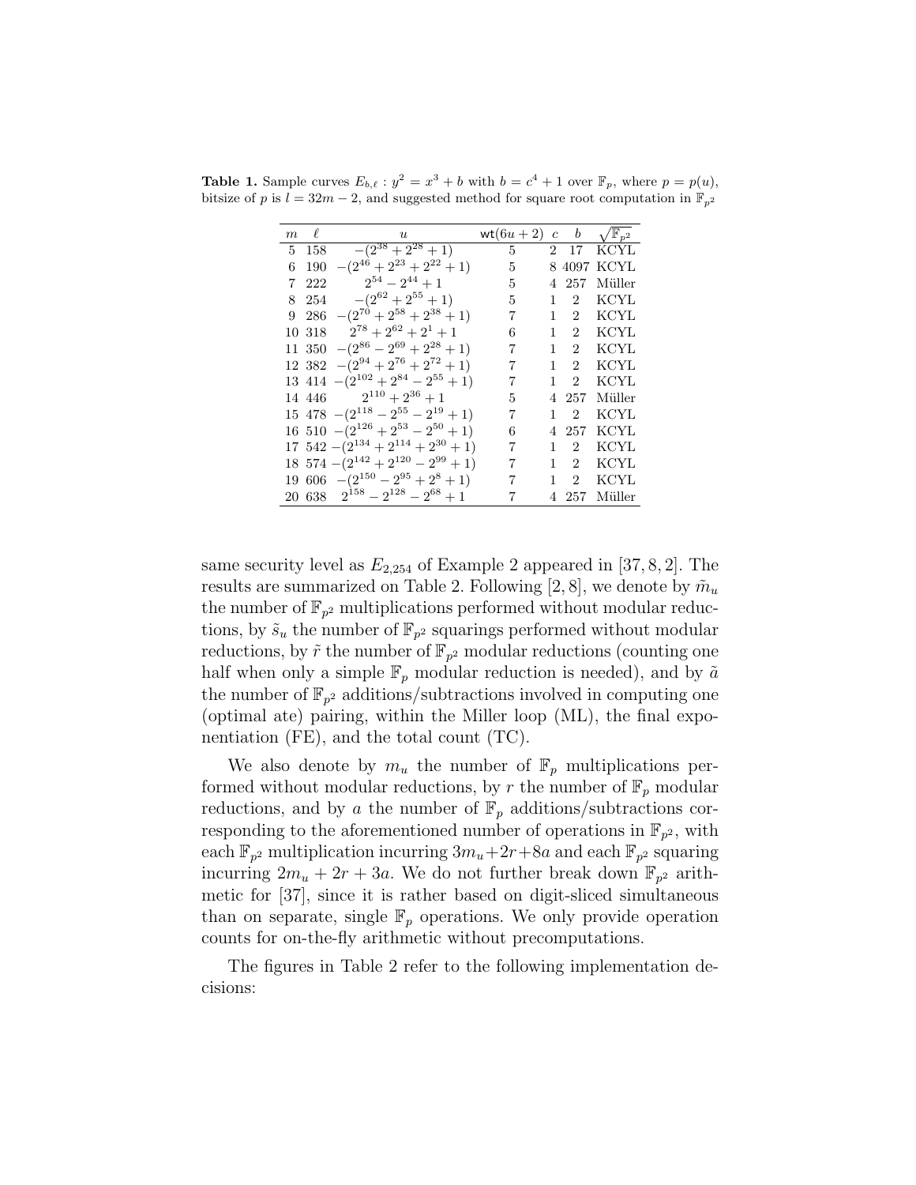**Table 1.** Sample curves $E_{b,\ell} : y^2 = x^3 + b$ with $b = c^4 + 1$ over $\mathbb{F}_p$, where $p = p(u)$, bitsize of $p$ is $l = 32m - 2$, and suggested method for square root computation in $\mathbb{F}_{p^2}$

| $m$ | $\ell$ | $u$ | $\mathsf{wt}(6u+2)$ | $c$ | $b$ | $\sqrt{\mathbb{F}_{p^2}}$ |
|---|---|---|---|---|---|---|
| 5 | 158 | $-(2^{38} + 2^{28} + 1)$ | 5 | 2 | 17 | KCYL |
| 6 | 190 | $-(2^{46} + 2^{23} + 2^{22} + 1)$ | 5 | 8 | 4097 | KCYL |
| 7 | 222 | $2^{54} - 2^{44} + 1$ | 5 | 4 | 257 | Müller |
| 8 | 254 | $-(2^{62} + 2^{55} + 1)$ | 5 | 1 | 2 | KCYL |
| 9 | 286 | $-(2^{70} + 2^{58} + 2^{38} + 1)$ | 7 | 1 | 2 | KCYL |
| 10 | 318 | $2^{78} + 2^{62} + 2^{1} + 1$ | 6 | 1 | 2 | KCYL |
| 11 | 350 | $-(2^{86} - 2^{69} + 2^{28} + 1)$ | 7 | 1 | 2 | KCYL |
| 12 | 382 | $-(2^{94} + 2^{76} + 2^{72} + 1)$ | 7 | 1 | 2 | KCYL |
| 13 | 414 | $-(2^{102} + 2^{84} - 2^{55} + 1)$ | 7 | 1 | 2 | KCYL |
| 14 | 446 | $2^{110} + 2^{36} + 1$ | 5 | 4 | 257 | Müller |
| 15 | 478 | $-(2^{118} - 2^{55} - 2^{19} + 1)$ | 7 | 1 | 2 | KCYL |
| 16 | 510 | $-(2^{126} + 2^{53} - 2^{50} + 1)$ | 6 | 4 | 257 | KCYL |
| 17 | 542 | $-(2^{134} + 2^{114} + 2^{30} + 1)$ | 7 | 1 | 2 | KCYL |
| 18 | 574 | $-(2^{142} + 2^{120} - 2^{99} + 1)$ | 7 | 1 | 2 | KCYL |
| 19 | 606 | $-(2^{150} - 2^{95} + 2^{8} + 1)$ | 7 | 1 | 2 | KCYL |
| 20 | 638 | $2^{158} - 2^{128} - 2^{68} + 1$ | 7 | 4 | 257 | Müller |

same security level as $E_{2,254}$ of Example 2 appeared in [37, 8, 2]. The results are summarized on Table 2. Following [2, 8], we denote by $\tilde{m}_u$ the number of $\mathbb{F}_{p^2}$ multiplications performed without modular reductions, by $\tilde{s}_u$ the number of $\mathbb{F}_{p^2}$ squarings performed without modular reductions, by $\tilde{r}$ the number of $\mathbb{F}_{p^2}$ modular reductions (counting one half when only a simple $\mathbb{F}_p$ modular reduction is needed), and by $\tilde{a}$ the number of $\mathbb{F}_{p^2}$ additions/subtractions involved in computing one (optimal ate) pairing, within the Miller loop (ML), the final exponentiation (FE), and the total count (TC).

We also denote by $m_u$ the number of $\mathbb{F}_p$ multiplications performed without modular reductions, by $r$ the number of $\mathbb{F}_p$ modular reductions, and by $a$ the number of $\mathbb{F}_p$ additions/subtractions corresponding to the aforementioned number of operations in $\mathbb{F}_{p^2}$, with each $\mathbb{F}_{p^2}$ multiplication incurring $3m_u + 2r + 8a$ and each $\mathbb{F}_{p^2}$ squaring incurring $2m_u + 2r + 3a$. We do not further break down $\mathbb{F}_{p^2}$ arithmetic for [37], since it is rather based on digit-sliced simultaneous than on separate, single $\mathbb{F}_p$ operations. We only provide operation counts for on-the-fly arithmetic without precomputations.

The figures in Table 2 refer to the following implementation decisions: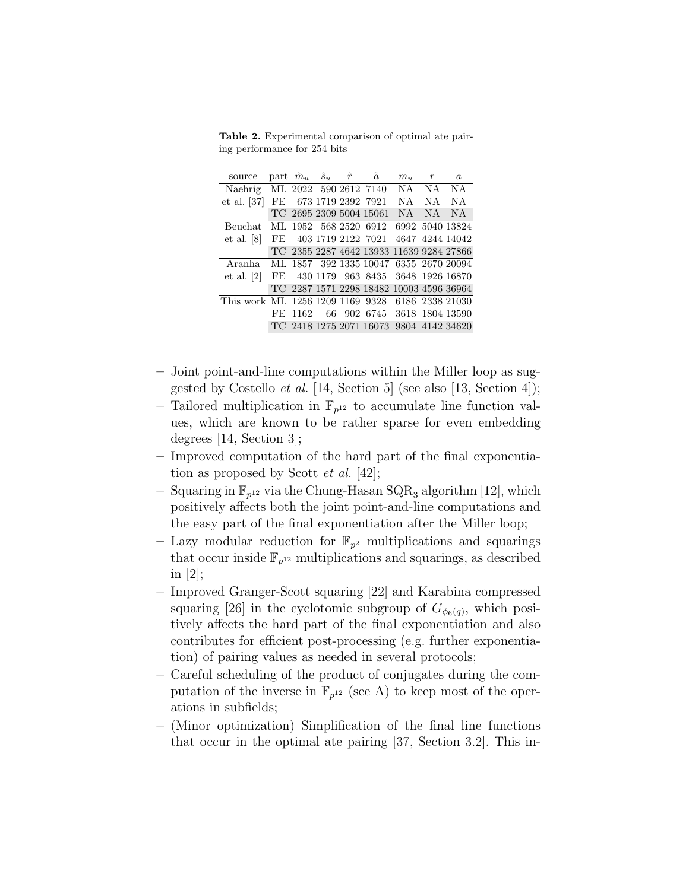**Table 2.** Experimental comparison of optimal ate pairing performance for 254 bits

| source | part | $\tilde{m}_u$ | $\tilde{s}_u$ | $\tilde{r}$ | $\tilde{a}$ | $m_u$ | $r$ | $a$ |
|---|---|---|---|---|---|---|---|---|
| Naehrig | ML | 2022 | 590 | 2612 | 7140 | NA | NA | NA |
| et al. [37] | FE | 673 | 1719 | 2392 | 7921 | NA | NA | NA |
| | TC | 2695 | 2309 | 5004 | 15061 | NA | NA | NA |
| Beuchat | ML | 1952 | 568 | 2520 | 6912 | 6992 | 5040 | 13824 |
| et al. [8] | FE | 403 | 1719 | 2122 | 7021 | 4647 | 4244 | 14042 |
| | TC | 2355 | 2287 | 4642 | 13933 | 11639 | 9284 | 27866 |
| Aranha | ML | 1857 | 392 | 1335 | 10047 | 6355 | 2670 | 20094 |
| et al. [2] | FE | 430 | 1179 | 963 | 8435 | 3648 | 1926 | 16870 |
| | TC | 2287 | 1571 | 2298 | 18482 | 10003 | 4596 | 36964 |
| This work | ML | 1256 | 1209 | 1169 | 9328 | 6186 | 2338 | 21030 |
| | FE | 1162 | 66 | 902 | 6745 | 3618 | 1804 | 13590 |
| | TC | 2418 | 1275 | 2071 | 16073 | 9804 | 4142 | 34620 |

- Joint point-and-line computations within the Miller loop as suggested by Costello *et al.* [14, Section 5] (see also [13, Section 4]);
- Tailored multiplication in $\mathbb{F}_{p^{12}}$ to accumulate line function values, which are known to be rather sparse for even embedding degrees [14, Section 3];
- Improved computation of the hard part of the final exponentiation as proposed by Scott *et al.* [42];
- Squaring in $\mathbb{F}_{p^{12}}$ via the Chung-Hasan $\mathrm{SQR}_3$ algorithm [12], which positively affects both the joint point-and-line computations and the easy part of the final exponentiation after the Miller loop;
- Lazy modular reduction for $\mathbb{F}_{p^2}$ multiplications and squarings that occur inside $\mathbb{F}_{p^{12}}$ multiplications and squarings, as described in [2];
- Improved Granger-Scott squaring [22] and Karabina compressed squaring [26] in the cyclotomic subgroup of $G_{\phi_6(q)}$, which positively affects the hard part of the final exponentiation and also contributes for efficient post-processing (e.g. further exponentiation) of pairing values as needed in several protocols;
- Careful scheduling of the product of conjugates during the computation of the inverse in $\mathbb{F}_{p^{12}}$ (see A) to keep most of the operations in subfields;
- (Minor optimization) Simplification of the final line functions that occur in the optimal ate pairing [37, Section 3.2]. This in-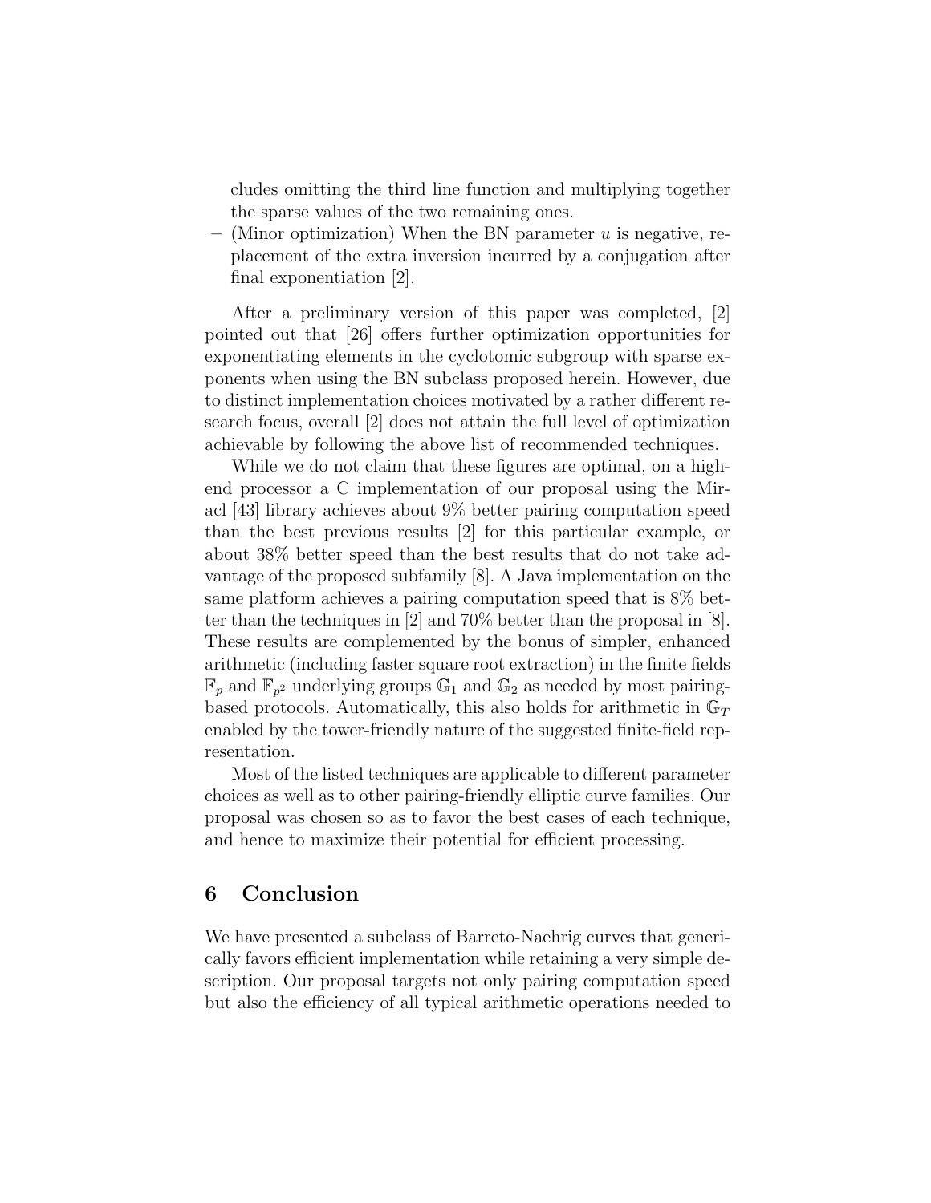cludes omitting the third line function and multiplying together the sparse values of the two remaining ones.

– (Minor optimization) When the BN parameter $u$ is negative, replacement of the extra inversion incurred by a conjugation after final exponentiation [2].

After a preliminary version of this paper was completed, [2] pointed out that [26] offers further optimization opportunities for exponentiating elements in the cyclotomic subgroup with sparse exponents when using the BN subclass proposed herein. However, due to distinct implementation choices motivated by a rather different research focus, overall [2] does not attain the full level of optimization achievable by following the above list of recommended techniques.

While we do not claim that these figures are optimal, on a high-end processor a C implementation of our proposal using the Miracl [43] library achieves about 9% better pairing computation speed than the best previous results [2] for this particular example, or about 38% better speed than the best results that do not take advantage of the proposed subfamily [8]. A Java implementation on the same platform achieves a pairing computation speed that is 8% better than the techniques in [2] and 70% better than the proposal in [8]. These results are complemented by the bonus of simpler, enhanced arithmetic (including faster square root extraction) in the finite fields $\mathbb{F}_p$ and $\mathbb{F}_{p^2}$ underlying groups $\mathbb{G}_1$ and $\mathbb{G}_2$ as needed by most pairing-based protocols. Automatically, this also holds for arithmetic in $\mathbb{G}_T$ enabled by the tower-friendly nature of the suggested finite-field representation.

Most of the listed techniques are applicable to different parameter choices as well as to other pairing-friendly elliptic curve families. Our proposal was chosen so as to favor the best cases of each technique, and hence to maximize their potential for efficient processing.

## 6 Conclusion

We have presented a subclass of Barreto-Naehrig curves that generically favors efficient implementation while retaining a very simple description. Our proposal targets not only pairing computation speed but also the efficiency of all typical arithmetic operations needed to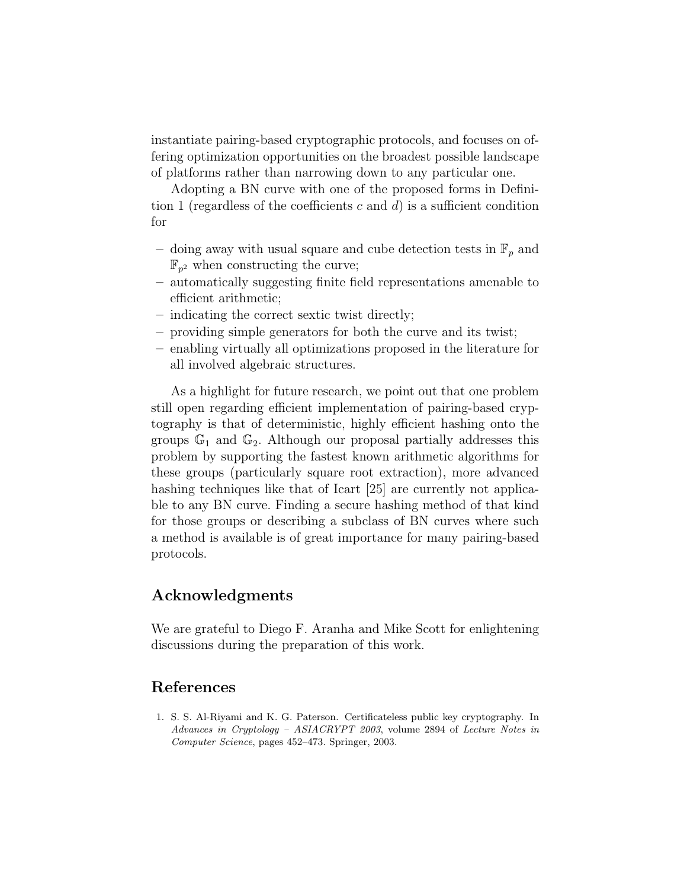instantiate pairing-based cryptographic protocols, and focuses on offering optimization opportunities on the broadest possible landscape of platforms rather than narrowing down to any particular one.

Adopting a BN curve with one of the proposed forms in Definition 1 (regardless of the coefficients $c$ and $d$) is a sufficient condition for

- doing away with usual square and cube detection tests in $\mathbb{F}_p$ and $\mathbb{F}_{p^2}$ when constructing the curve;
- automatically suggesting finite field representations amenable to efficient arithmetic;
- indicating the correct sextic twist directly;
- providing simple generators for both the curve and its twist;
- enabling virtually all optimizations proposed in the literature for all involved algebraic structures.

As a highlight for future research, we point out that one problem still open regarding efficient implementation of pairing-based cryptography is that of deterministic, highly efficient hashing onto the groups $\mathbb{G}_1$ and $\mathbb{G}_2$. Although our proposal partially addresses this problem by supporting the fastest known arithmetic algorithms for these groups (particularly square root extraction), more advanced hashing techniques like that of Icart [25] are currently not applicable to any BN curve. Finding a secure hashing method of that kind for those groups or describing a subclass of BN curves where such a method is available is of great importance for many pairing-based protocols.

## Acknowledgments

We are grateful to Diego F. Aranha and Mike Scott for enlightening discussions during the preparation of this work.

## References

1. S. S. Al-Riyami and K. G. Paterson. Certificateless public key cryptography. In *Advances in Cryptology – ASIACRYPT 2003*, volume 2894 of *Lecture Notes in Computer Science*, pages 452–473. Springer, 2003.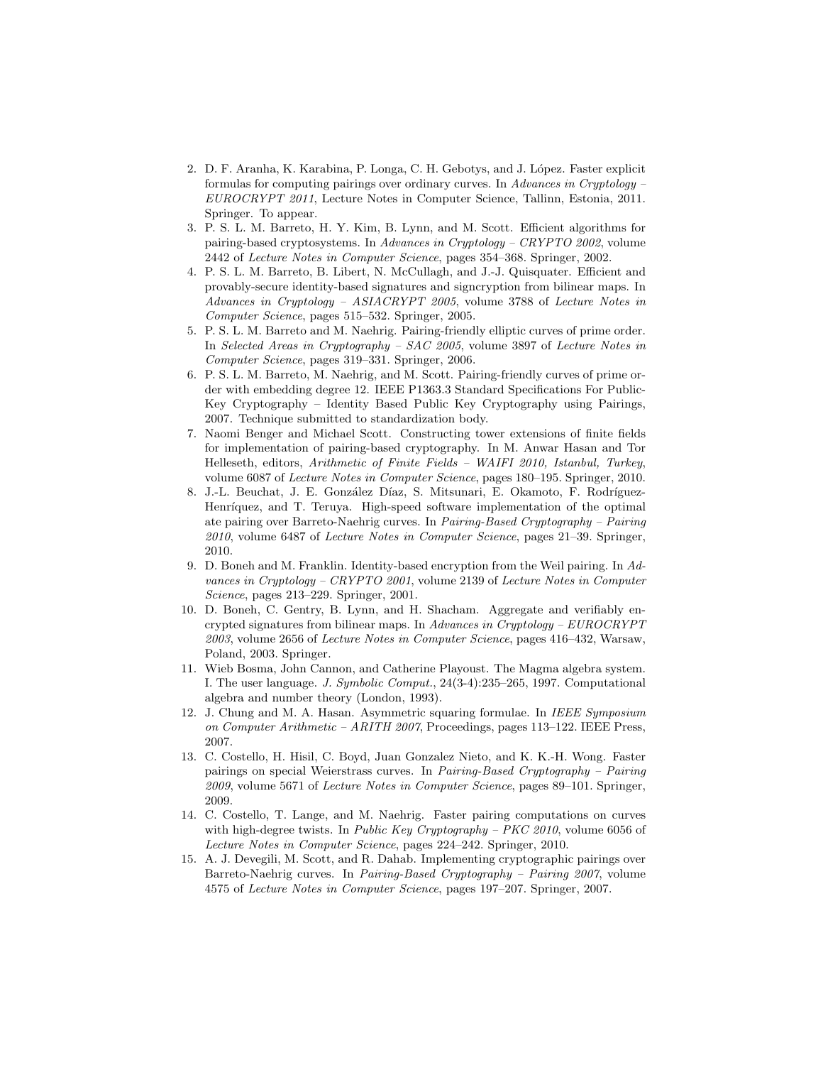2. D. F. Aranha, K. Karabina, P. Longa, C. H. Gebotys, and J. López. Faster explicit formulas for computing pairings over ordinary curves. In *Advances in Cryptology – EUROCRYPT 2011*, Lecture Notes in Computer Science, Tallinn, Estonia, 2011. Springer. To appear.
3. P. S. L. M. Barreto, H. Y. Kim, B. Lynn, and M. Scott. Efficient algorithms for pairing-based cryptosystems. In *Advances in Cryptology – CRYPTO 2002*, volume 2442 of *Lecture Notes in Computer Science*, pages 354–368. Springer, 2002.
4. P. S. L. M. Barreto, B. Libert, N. McCullagh, and J.-J. Quisquater. Efficient and provably-secure identity-based signatures and signcryption from bilinear maps. In *Advances in Cryptology – ASIACRYPT 2005*, volume 3788 of *Lecture Notes in Computer Science*, pages 515–532. Springer, 2005.
5. P. S. L. M. Barreto and M. Naehrig. Pairing-friendly elliptic curves of prime order. In *Selected Areas in Cryptography – SAC 2005*, volume 3897 of *Lecture Notes in Computer Science*, pages 319–331. Springer, 2006.
6. P. S. L. M. Barreto, M. Naehrig, and M. Scott. Pairing-friendly curves of prime order with embedding degree 12. IEEE P1363.3 Standard Specifications For Public-Key Cryptography – Identity Based Public Key Cryptography using Pairings, 2007. Technique submitted to standardization body.
7. Naomi Benger and Michael Scott. Constructing tower extensions of finite fields for implementation of pairing-based cryptography. In M. Anwar Hasan and Tor Helleseth, editors, *Arithmetic of Finite Fields – WAIFI 2010, Istanbul, Turkey*, volume 6087 of *Lecture Notes in Computer Science*, pages 180–195. Springer, 2010.
8. J.-L. Beuchat, J. E. González Díaz, S. Mitsunari, E. Okamoto, F. Rodríguez-Henríquez, and T. Teruya. High-speed software implementation of the optimal ate pairing over Barreto-Naehrig curves. In *Pairing-Based Cryptography – Pairing 2010*, volume 6487 of *Lecture Notes in Computer Science*, pages 21–39. Springer, 2010.
9. D. Boneh and M. Franklin. Identity-based encryption from the Weil pairing. In *Advances in Cryptology – CRYPTO 2001*, volume 2139 of *Lecture Notes in Computer Science*, pages 213–229. Springer, 2001.
10. D. Boneh, C. Gentry, B. Lynn, and H. Shacham. Aggregate and verifiably encrypted signatures from bilinear maps. In *Advances in Cryptology – EUROCRYPT 2003*, volume 2656 of *Lecture Notes in Computer Science*, pages 416–432, Warsaw, Poland, 2003. Springer.
11. Wieb Bosma, John Cannon, and Catherine Playoust. The Magma algebra system. I. The user language. *J. Symbolic Comput.*, 24(3-4):235–265, 1997. Computational algebra and number theory (London, 1993).
12. J. Chung and M. A. Hasan. Asymmetric squaring formulae. In *IEEE Symposium on Computer Arithmetic – ARITH 2007*, Proceedings, pages 113–122. IEEE Press, 2007.
13. C. Costello, H. Hisil, C. Boyd, Juan Gonzalez Nieto, and K. K.-H. Wong. Faster pairings on special Weierstrass curves. In *Pairing-Based Cryptography – Pairing 2009*, volume 5671 of *Lecture Notes in Computer Science*, pages 89–101. Springer, 2009.
14. C. Costello, T. Lange, and M. Naehrig. Faster pairing computations on curves with high-degree twists. In *Public Key Cryptography – PKC 2010*, volume 6056 of *Lecture Notes in Computer Science*, pages 224–242. Springer, 2010.
15. A. J. Devegili, M. Scott, and R. Dahab. Implementing cryptographic pairings over Barreto-Naehrig curves. In *Pairing-Based Cryptography – Pairing 2007*, volume 4575 of *Lecture Notes in Computer Science*, pages 197–207. Springer, 2007.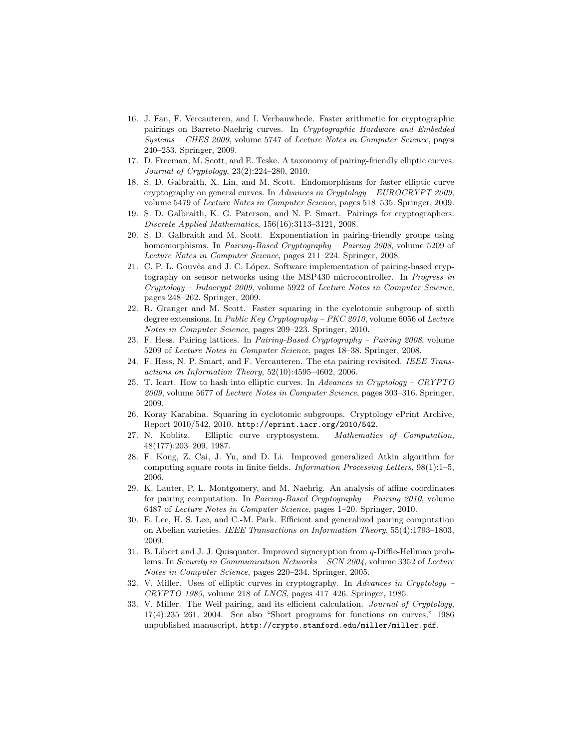16. J. Fan, F. Vercauteren, and I. Verbauwhede. Faster arithmetic for cryptographic pairings on Barreto-Naehrig curves. In *Cryptographic Hardware and Embedded Systems – CHES 2009*, volume 5747 of *Lecture Notes in Computer Science*, pages 240–253. Springer, 2009.
17. D. Freeman, M. Scott, and E. Teske. A taxonomy of pairing-friendly elliptic curves. *Journal of Cryptology*, 23(2):224–280, 2010.
18. S. D. Galbraith, X. Lin, and M. Scott. Endomorphisms for faster elliptic curve cryptography on general curves. In *Advances in Cryptology – EUROCRYPT 2009*, volume 5479 of *Lecture Notes in Computer Science*, pages 518–535. Springer, 2009.
19. S. D. Galbraith, K. G. Paterson, and N. P. Smart. Pairings for cryptographers. *Discrete Applied Mathematics*, 156(16):3113–3121, 2008.
20. S. D. Galbraith and M. Scott. Exponentiation in pairing-friendly groups using homomorphisms. In *Pairing-Based Cryptography – Pairing 2008*, volume 5209 of *Lecture Notes in Computer Science*, pages 211–224. Springer, 2008.
21. C. P. L. Gouvêa and J. C. López. Software implementation of pairing-based cryptography on sensor networks using the MSP430 microcontroller. In *Progress in Cryptology – Indocrypt 2009*, volume 5922 of *Lecture Notes in Computer Science*, pages 248–262. Springer, 2009.
22. R. Granger and M. Scott. Faster squaring in the cyclotomic subgroup of sixth degree extensions. In *Public Key Cryptography – PKC 2010*, volume 6056 of *Lecture Notes in Computer Science*, pages 209–223. Springer, 2010.
23. F. Hess. Pairing lattices. In *Pairing-Based Cryptography – Pairing 2008*, volume 5209 of *Lecture Notes in Computer Science*, pages 18–38. Springer, 2008.
24. F. Hess, N. P. Smart, and F. Vercauteren. The eta pairing revisited. *IEEE Transactions on Information Theory*, 52(10):4595–4602, 2006.
25. T. Icart. How to hash into elliptic curves. In *Advances in Cryptology – CRYPTO 2009*, volume 5677 of *Lecture Notes in Computer Science*, pages 303–316. Springer, 2009.
26. Koray Karabina. Squaring in cyclotomic subgroups. Cryptology ePrint Archive, Report 2010/542, 2010. `http://eprint.iacr.org/2010/542`.
27. N. Koblitz. Elliptic curve cryptosystem. *Mathematics of Computation*, 48(177):203–209, 1987.
28. F. Kong, Z. Cai, J. Yu, and D. Li. Improved generalized Atkin algorithm for computing square roots in finite fields. *Information Processing Letters*, 98(1):1–5, 2006.
29. K. Lauter, P. L. Montgomery, and M. Naehrig. An analysis of affine coordinates for pairing computation. In *Pairing-Based Cryptography – Pairing 2010*, volume 6487 of *Lecture Notes in Computer Science*, pages 1–20. Springer, 2010.
30. E. Lee, H. S. Lee, and C.-M. Park. Efficient and generalized pairing computation on Abelian varieties. *IEEE Transactions on Information Theory*, 55(4):1793–1803, 2009.
31. B. Libert and J. J. Quisquater. Improved signcryption from $q$-Diffie-Hellman problems. In *Security in Communication Networks – SCN 2004*, volume 3352 of *Lecture Notes in Computer Science*, pages 220–234. Springer, 2005.
32. V. Miller. Uses of elliptic curves in cryptography. In *Advances in Cryptology – CRYPTO 1985*, volume 218 of *LNCS*, pages 417–426. Springer, 1985.
33. V. Miller. The Weil pairing, and its efficient calculation. *Journal of Cryptology*, 17(4):235–261, 2004. See also "Short programs for functions on curves," 1986 unpublished manuscript, `http://crypto.stanford.edu/miller/miller.pdf`.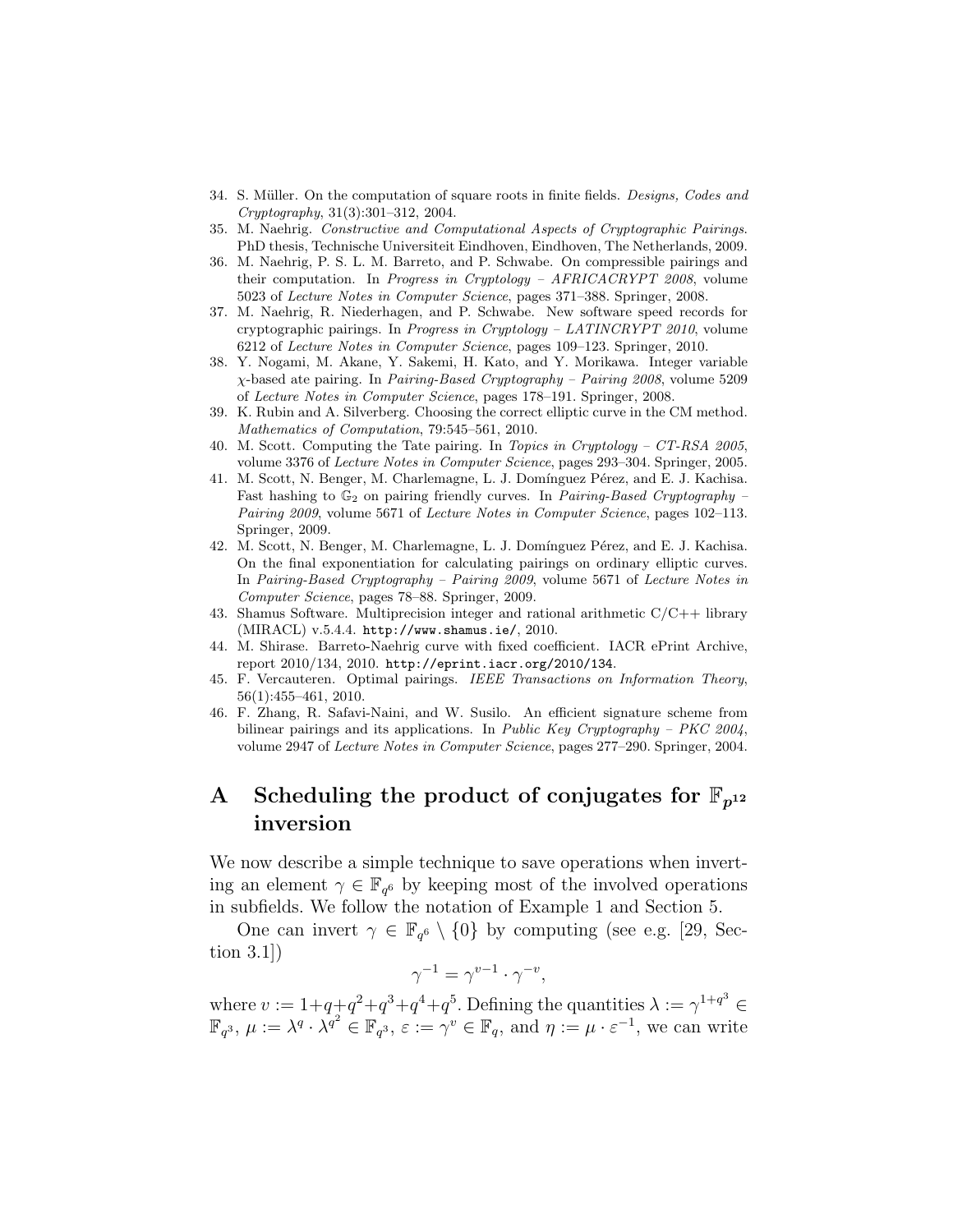34. S. Müller. On the computation of square roots in finite fields. *Designs, Codes and Cryptography*, 31(3):301–312, 2004.
35. M. Naehrig. *Constructive and Computational Aspects of Cryptographic Pairings*. PhD thesis, Technische Universiteit Eindhoven, Eindhoven, The Netherlands, 2009.
36. M. Naehrig, P. S. L. M. Barreto, and P. Schwabe. On compressible pairings and their computation. In *Progress in Cryptology – AFRICACRYPT 2008*, volume 5023 of *Lecture Notes in Computer Science*, pages 371–388. Springer, 2008.
37. M. Naehrig, R. Niederhagen, and P. Schwabe. New software speed records for cryptographic pairings. In *Progress in Cryptology – LATINCRYPT 2010*, volume 6212 of *Lecture Notes in Computer Science*, pages 109–123. Springer, 2010.
38. Y. Nogami, M. Akane, Y. Sakemi, H. Kato, and Y. Morikawa. Integer variable $\chi$-based ate pairing. In *Pairing-Based Cryptography – Pairing 2008*, volume 5209 of *Lecture Notes in Computer Science*, pages 178–191. Springer, 2008.
39. K. Rubin and A. Silverberg. Choosing the correct elliptic curve in the CM method. *Mathematics of Computation*, 79:545–561, 2010.
40. M. Scott. Computing the Tate pairing. In *Topics in Cryptology – CT-RSA 2005*, volume 3376 of *Lecture Notes in Computer Science*, pages 293–304. Springer, 2005.
41. M. Scott, N. Benger, M. Charlemagne, L. J. Domínguez Pérez, and E. J. Kachisa. Fast hashing to $\mathbb{G}_2$ on pairing friendly curves. In *Pairing-Based Cryptography – Pairing 2009*, volume 5671 of *Lecture Notes in Computer Science*, pages 102–113. Springer, 2009.
42. M. Scott, N. Benger, M. Charlemagne, L. J. Domínguez Pérez, and E. J. Kachisa. On the final exponentiation for calculating pairings on ordinary elliptic curves. In *Pairing-Based Cryptography – Pairing 2009*, volume 5671 of *Lecture Notes in Computer Science*, pages 78–88. Springer, 2009.
43. Shamus Software. Multiprecision integer and rational arithmetic C/C++ library (MIRACL) v.5.4.4. `http://www.shamus.ie/`, 2010.
44. M. Shirase. Barreto-Naehrig curve with fixed coefficient. IACR ePrint Archive, report 2010/134, 2010. `http://eprint.iacr.org/2010/134`.
45. F. Vercauteren. Optimal pairings. *IEEE Transactions on Information Theory*, 56(1):455–461, 2010.
46. F. Zhang, R. Safavi-Naini, and W. Susilo. An efficient signature scheme from bilinear pairings and its applications. In *Public Key Cryptography – PKC 2004*, volume 2947 of *Lecture Notes in Computer Science*, pages 277–290. Springer, 2004.

# A Scheduling the product of conjugates for $\mathbb{F}_{p^{12}}$ inversion

We now describe a simple technique to save operations when inverting an element $\gamma \in \mathbb{F}_{q^6}$ by keeping most of the involved operations in subfields. We follow the notation of Example 1 and Section 5.

One can invert $\gamma \in \mathbb{F}_{q^6} \setminus \{0\}$ by computing (see e.g. [29, Section 3.1])

$$\gamma^{-1} = \gamma^{v-1} \cdot \gamma^{-v},$$

where $v := 1+q+q^2+q^3+q^4+q^5$. Defining the quantities $\lambda := \gamma^{1+q^3} \in \mathbb{F}_{q^3}$, $\mu := \lambda^q \cdot \lambda^{q^2} \in \mathbb{F}_{q^3}$, $\varepsilon := \gamma^v \in \mathbb{F}_q$, and $\eta := \mu \cdot \varepsilon^{-1}$, we can write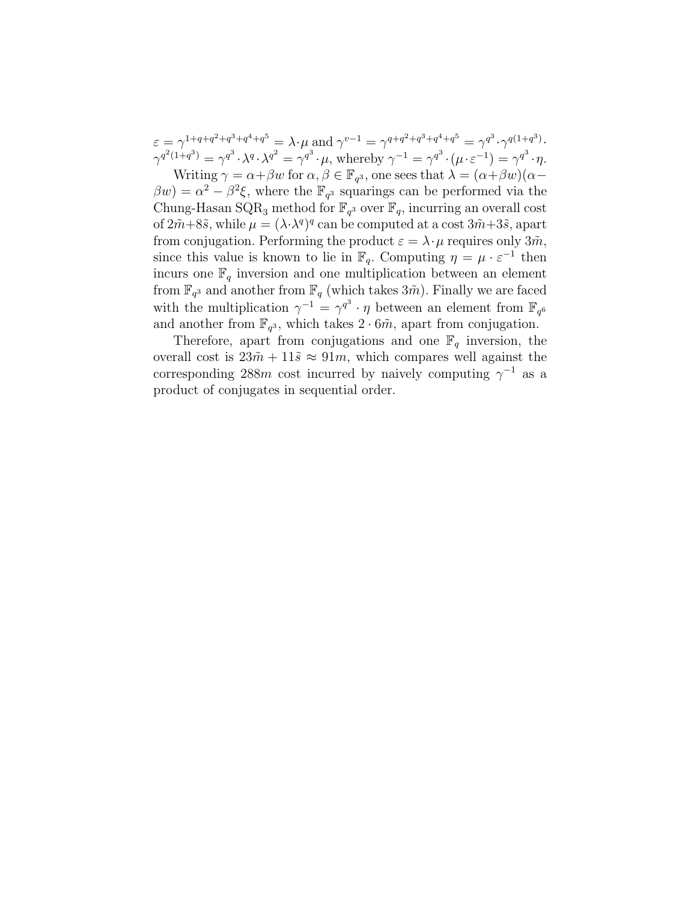$\varepsilon = \gamma^{1+q+q^2+q^3+q^4+q^5} = \lambda \cdot \mu$ and $\gamma^{v-1} = \gamma^{q+q^2+q^3+q^4+q^5} = \gamma^{q^3} \cdot \gamma^{q(1+q^3)} \cdot \gamma^{q^2(1+q^3)} = \gamma^{q^3} \cdot \lambda^q \cdot \lambda^{q^2} = \gamma^{q^3} \cdot \mu$, whereby $\gamma^{-1} = \gamma^{q^3} \cdot (\mu \cdot \varepsilon^{-1}) = \gamma^{q^3} \cdot \eta$.

Writing $\gamma = \alpha + \beta w$ for $\alpha, \beta \in \mathbb{F}_{q^3}$, one sees that $\lambda = (\alpha + \beta w)(\alpha - \beta w) = \alpha^2 - \beta^2 \xi$, where the $\mathbb{F}_{q^3}$ squarings can be performed via the Chung-Hasan $\text{SQR}_3$ method for $\mathbb{F}_{q^3}$ over $\mathbb{F}_q$, incurring an overall cost of $2\tilde{m} + 8\tilde{s}$, while $\mu = (\lambda \cdot \lambda^q)^q$ can be computed at a cost $3\tilde{m} + 3\tilde{s}$, apart from conjugation. Performing the product $\varepsilon = \lambda \cdot \mu$ requires only $3\tilde{m}$, since this value is known to lie in $\mathbb{F}_q$. Computing $\eta = \mu \cdot \varepsilon^{-1}$ then incurs one $\mathbb{F}_q$ inversion and one multiplication between an element from $\mathbb{F}_{q^3}$ and another from $\mathbb{F}_q$ (which takes $3\tilde{m}$). Finally we are faced with the multiplication $\gamma^{-1} = \gamma^{q^3} \cdot \eta$ between an element from $\mathbb{F}_{q^6}$ and another from $\mathbb{F}_{q^3}$, which takes $2 \cdot 6\tilde{m}$, apart from conjugation.

Therefore, apart from conjugations and one $\mathbb{F}_q$ inversion, the overall cost is $23\tilde{m} + 11\tilde{s} \approx 91m$, which compares well against the corresponding $288m$ cost incurred by naively computing $\gamma^{-1}$ as a product of conjugates in sequential order.